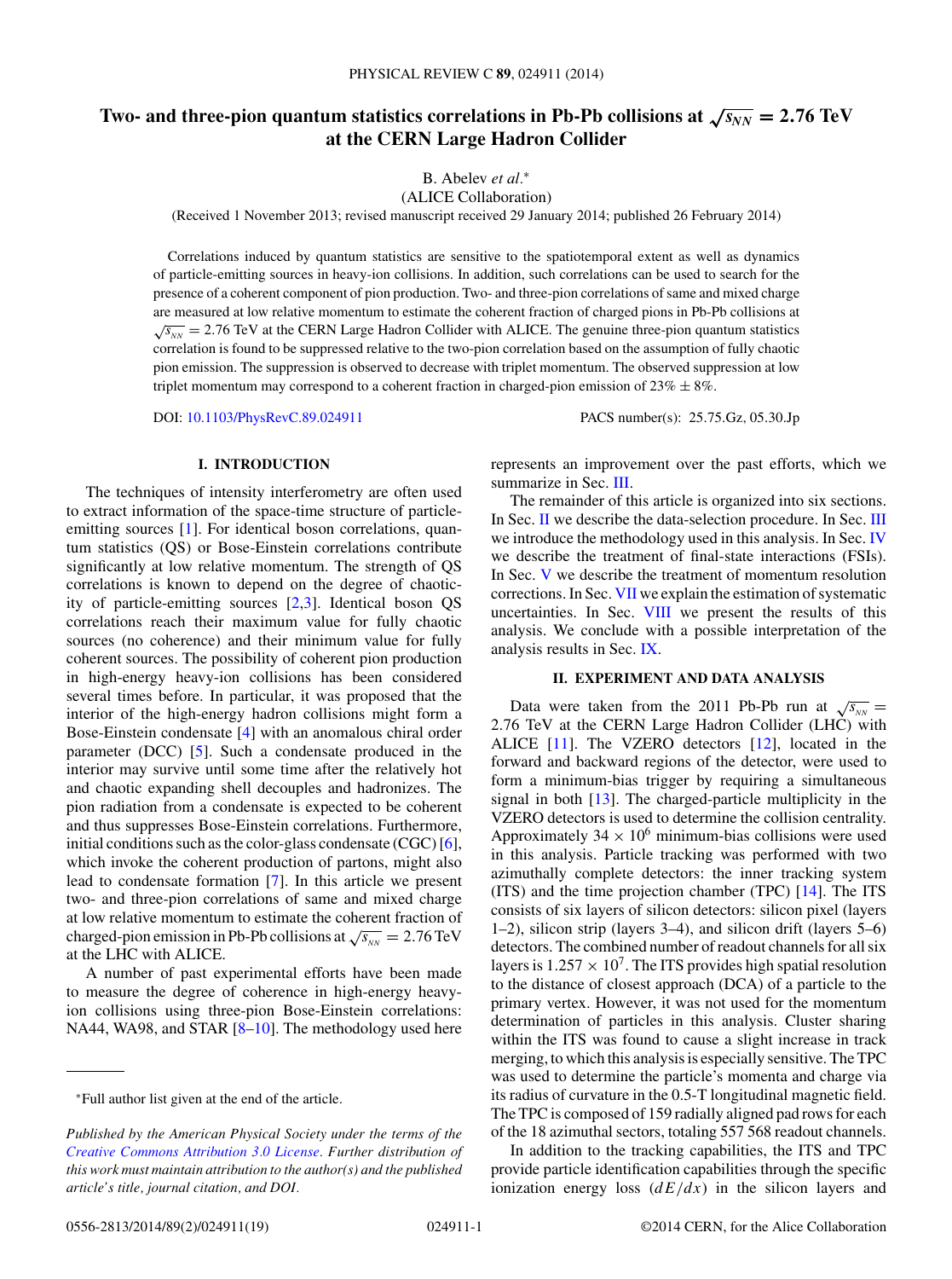# Two- and three-pion quantum statistics correlations in Pb-Pb collisions at $\sqrt{s_{NN}} = 2.76$ TeV at the CERN Large Hadron Collider

B. Abelev *et al.**

(ALICE Collaboration)

(Received 1 November 2013; revised manuscript received 29 January 2014; published 26 February 2014)

Correlations induced by quantum statistics are sensitive to the spatiotemporal extent as well as dynamics of particle-emitting sources in heavy-ion collisions. In addition, such correlations can be used to search for the presence of a coherent component of pion production. Two- and three-pion correlations of same and mixed charge are measured at low relative momentum to estimate the coherent fraction of charged pions in Pb-Pb collisions at $\sqrt{s_{NN}} = 2.76$ TeV at the CERN Large Hadron Collider with ALICE. The genuine three-pion quantum statistics correlation is found to be suppressed relative to the two-pion correlation based on the assumption of fully chaotic pion emission. The suppression is observed to decrease with triplet momentum. The observed suppression at low triplet momentum may correspond to a coherent fraction in charged-pion emission of 23% ± 8%.

DOI: 10.1103/PhysRevC.89.024911 PACS number(s): 25.75.Gz, 05.30.Jp

## I. INTRODUCTION

The techniques of intensity interferometry are often used to extract information of the space-time structure of particle-emitting sources [1]. For identical boson correlations, quantum statistics (QS) or Bose-Einstein correlations contribute significantly at low relative momentum. The strength of QS correlations is known to depend on the degree of chaoticity of particle-emitting sources [2,3]. Identical boson QS correlations reach their maximum value for fully chaotic sources (no coherence) and their minimum value for fully coherent sources. The possibility of coherent pion production in high-energy heavy-ion collisions has been considered several times before. In particular, it was proposed that the interior of the high-energy hadron collisions might form a Bose-Einstein condensate [4] with an anomalous chiral order parameter (DCC) [5]. Such a condensate produced in the interior may survive until some time after the relatively hot and chaotic expanding shell decouples and hadronizes. The pion radiation from a condensate is expected to be coherent and thus suppresses Bose-Einstein correlations. Furthermore, initial conditions such as the color-glass condensate (CGC) [6], which invoke the coherent production of partons, might also lead to condensate formation [7]. In this article we present two- and three-pion correlations of same and mixed charge at low relative momentum to estimate the coherent fraction of charged-pion emission in Pb-Pb collisions at $\sqrt{s_{NN}} = 2.76$ TeV at the LHC with ALICE.

A number of past experimental efforts have been made to measure the degree of coherence in high-energy heavy-ion collisions using three-pion Bose-Einstein correlations: NA44, WA98, and STAR [8–10]. The methodology used here represents an improvement over the past efforts, which we summarize in Sec. III.

The remainder of this article is organized into six sections. In Sec. II we describe the data-selection procedure. In Sec. III we introduce the methodology used in this analysis. In Sec. IV we describe the treatment of final-state interactions (FSIs). In Sec. V we describe the treatment of momentum resolution corrections. In Sec. VII we explain the estimation of systematic uncertainties. In Sec. VIII we present the results of this analysis. We conclude with a possible interpretation of the analysis results in Sec. IX.

## II. EXPERIMENT AND DATA ANALYSIS

Data were taken from the 2011 Pb-Pb run at $\sqrt{s_{NN}} = 2.76$ TeV at the CERN Large Hadron Collider (LHC) with ALICE [11]. The VZERO detectors [12], located in the forward and backward regions of the detector, were used to form a minimum-bias trigger by requiring a simultaneous signal in both [13]. The charged-particle multiplicity in the VZERO detectors is used to determine the collision centrality. Approximately $34 \times 10^6$ minimum-bias collisions were used in this analysis. Particle tracking was performed with two azimuthally complete detectors: the inner tracking system (ITS) and the time projection chamber (TPC) [14]. The ITS consists of six layers of silicon detectors: silicon pixel (layers 1–2), silicon strip (layers 3–4), and silicon drift (layers 5–6) detectors. The combined number of readout channels for all six layers is $1.257 \times 10^7$. The ITS provides high spatial resolution to the distance of closest approach (DCA) of a particle to the primary vertex. However, it was not used for the momentum determination of particles in this analysis. Cluster sharing within the ITS was found to cause a slight increase in track merging, to which this analysis is especially sensitive. The TPC was used to determine the particle's momenta and charge via its radius of curvature in the 0.5-T longitudinal magnetic field. The TPC is composed of 159 radially aligned pad rows for each of the 18 azimuthal sectors, totaling 557 568 readout channels.

In addition to the tracking capabilities, the ITS and TPC provide particle identification capabilities through the specific ionization energy loss ($dE/dx$) in the silicon layers and

*Full author list given at the end of the article.

*Published by the American Physical Society under the terms of the Creative Commons Attribution 3.0 License. Further distribution of this work must maintain attribution to the author(s) and the published article's title, journal citation, and DOI.*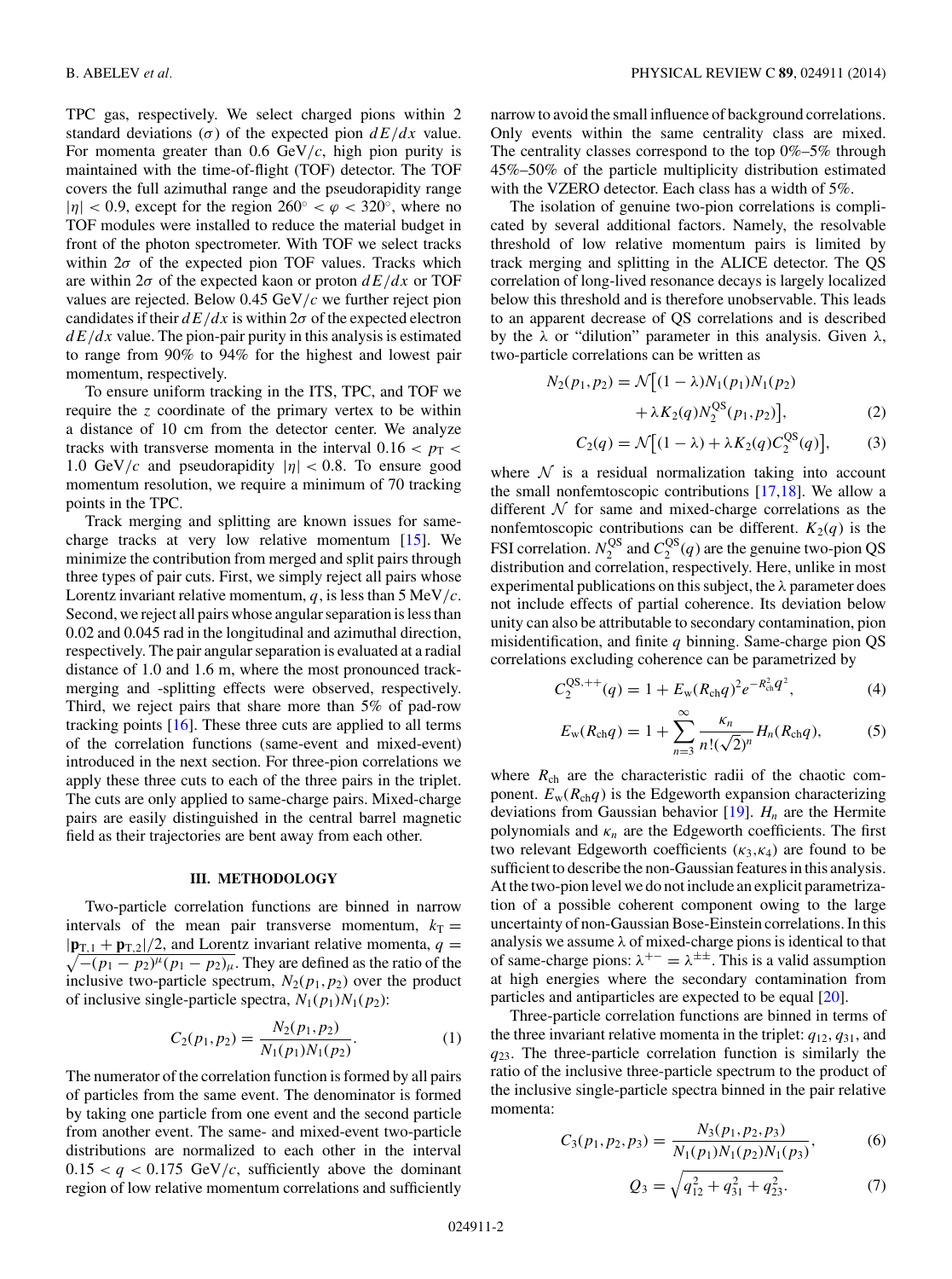TPC gas, respectively. We select charged pions within 2 standard deviations ($\sigma$) of the expected pion $dE/dx$ value. For momenta greater than 0.6 GeV/$c$, high pion purity is maintained with the time-of-flight (TOF) detector. The TOF covers the full azimuthal range and the pseudorapidity range $|\eta| < 0.9$, except for the region $260^\circ < \varphi < 320^\circ$, where no TOF modules were installed to reduce the material budget in front of the photon spectrometer. With TOF we select tracks within $2\sigma$ of the expected pion TOF values. Tracks which are within $2\sigma$ of the expected kaon or proton $dE/dx$ or TOF values are rejected. Below 0.45 GeV/$c$ we further reject pion candidates if their $dE/dx$ is within $2\sigma$ of the expected electron $dE/dx$ value. The pion-pair purity in this analysis is estimated to range from 90% to 94% for the highest and lowest pair momentum, respectively.

To ensure uniform tracking in the ITS, TPC, and TOF we require the $z$ coordinate of the primary vertex to be within a distance of 10 cm from the detector center. We analyze tracks with transverse momenta in the interval $0.16 < p_T < 1.0$ GeV/$c$ and pseudorapidity $|\eta| < 0.8$. To ensure good momentum resolution, we require a minimum of 70 tracking points in the TPC.

Track merging and splitting are known issues for same-charge tracks at very low relative momentum [15]. We minimize the contribution from merged and split pairs through three types of pair cuts. First, we simply reject all pairs whose Lorentz invariant relative momentum, $q$, is less than 5 MeV/$c$. Second, we reject all pairs whose angular separation is less than 0.02 and 0.045 rad in the longitudinal and azimuthal direction, respectively. The pair angular separation is evaluated at a radial distance of 1.0 and 1.6 m, where the most pronounced track-merging and -splitting effects were observed, respectively. Third, we reject pairs that share more than 5% of pad-row tracking points [16]. These three cuts are applied to all terms of the correlation functions (same-event and mixed-event) introduced in the next section. For three-pion correlations we apply these three cuts to each of the three pairs in the triplet. The cuts are only applied to same-charge pairs. Mixed-charge pairs are easily distinguished in the central barrel magnetic field as their trajectories are bent away from each other.

### III. METHODOLOGY

Two-particle correlation functions are binned in narrow intervals of the mean pair transverse momentum, $k_T = |\mathbf{p}_{T,1} + \mathbf{p}_{T,2}|/2$, and Lorentz invariant relative momenta, $q = \sqrt{-(p_1 - p_2)^\mu (p_1 - p_2)_\mu}$. They are defined as the ratio of the inclusive two-particle spectrum, $N_2(p_1, p_2)$ over the product of inclusive single-particle spectra, $N_1(p_1)N_1(p_2)$:

$$C_2(p_1, p_2) = \frac{N_2(p_1, p_2)}{N_1(p_1)N_1(p_2)}. \tag{1}$$

The numerator of the correlation function is formed by all pairs of particles from the same event. The denominator is formed by taking one particle from one event and the second particle from another event. The same- and mixed-event two-particle distributions are normalized to each other in the interval $0.15 < q < 0.175$ GeV/$c$, sufficiently above the dominant region of low relative momentum correlations and sufficiently narrow to avoid the small influence of background correlations. Only events within the same centrality class are mixed. The centrality classes correspond to the top 0%–5% through 45%–50% of the particle multiplicity distribution estimated with the VZERO detector. Each class has a width of 5%.

The isolation of genuine two-pion correlations is complicated by several additional factors. Namely, the resolvable threshold of low relative momentum pairs is limited by track merging and splitting in the ALICE detector. The QS correlation of long-lived resonance decays is largely localized below this threshold and is therefore unobservable. This leads to an apparent decrease of QS correlations and is described by the $\lambda$ or "dilution" parameter in this analysis. Given $\lambda$, two-particle correlations can be written as

$$N_2(p_1, p_2) = \mathcal{N}\big[(1 - \lambda)N_1(p_1)N_1(p_2) + \lambda K_2(q) N_2^{\rm QS}(p_1, p_2)\big], \tag{2}$$

$$C_2(q) = \mathcal{N}\big[(1 - \lambda) + \lambda K_2(q) C_2^{\rm QS}(q)\big], \tag{3}$$

where $\mathcal{N}$ is a residual normalization taking into account the small nonfemtoscopic contributions [17,18]. We allow a different $\mathcal{N}$ for same and mixed-charge correlations as the nonfemtoscopic contributions can be different. $K_2(q)$ is the FSI correlation. $N_2^{\rm QS}$ and $C_2^{\rm QS}(q)$ are the genuine two-pion QS distribution and correlation, respectively. Here, unlike in most experimental publications on this subject, the $\lambda$ parameter does not include effects of partial coherence. Its deviation below unity can also be attributable to secondary contamination, pion misidentification, and finite $q$ binning. Same-charge pion QS correlations excluding coherence can be parametrized by

$$C_2^{{\rm QS},++}(q) = 1 + E_{\rm w}(R_{\rm ch} q)^2 e^{-R_{\rm ch}^2 q^2}, \tag{4}$$

$$E_{\rm w}(R_{\rm ch} q) = 1 + \sum_{n=3}^{\infty} \frac{\kappa_n}{n!(\sqrt{2})^n} H_n(R_{\rm ch} q), \tag{5}$$

where $R_{\rm ch}$ are the characteristic radii of the chaotic component. $E_{\rm w}(R_{\rm ch} q)$ is the Edgeworth expansion characterizing deviations from Gaussian behavior [19]. $H_n$ are the Hermite polynomials and $\kappa_n$ are the Edgeworth coefficients. The first two relevant Edgeworth coefficients ($\kappa_3, \kappa_4$) are found to be sufficient to describe the non-Gaussian features in this analysis. At the two-pion level we do not include an explicit parametrization of a possible coherent component owing to the large uncertainty of non-Gaussian Bose-Einstein correlations. In this analysis we assume $\lambda$ of mixed-charge pions is identical to that of same-charge pions: $\lambda^{+-} = \lambda^{\pm\pm}$. This is a valid assumption at high energies where the secondary contamination from particles and antiparticles are expected to be equal [20].

Three-particle correlation functions are binned in terms of the three invariant relative momenta in the triplet: $q_{12}$, $q_{31}$, and $q_{23}$. The three-particle correlation function is similarly the ratio of the inclusive three-particle spectrum to the product of the inclusive single-particle spectra binned in the pair relative momenta:

$$C_3(p_1, p_2, p_3) = \frac{N_3(p_1, p_2, p_3)}{N_1(p_1)N_1(p_2)N_1(p_3)}, \tag{6}$$

$$Q_3 = \sqrt{q_{12}^2 + q_{31}^2 + q_{23}^2}. \tag{7}$$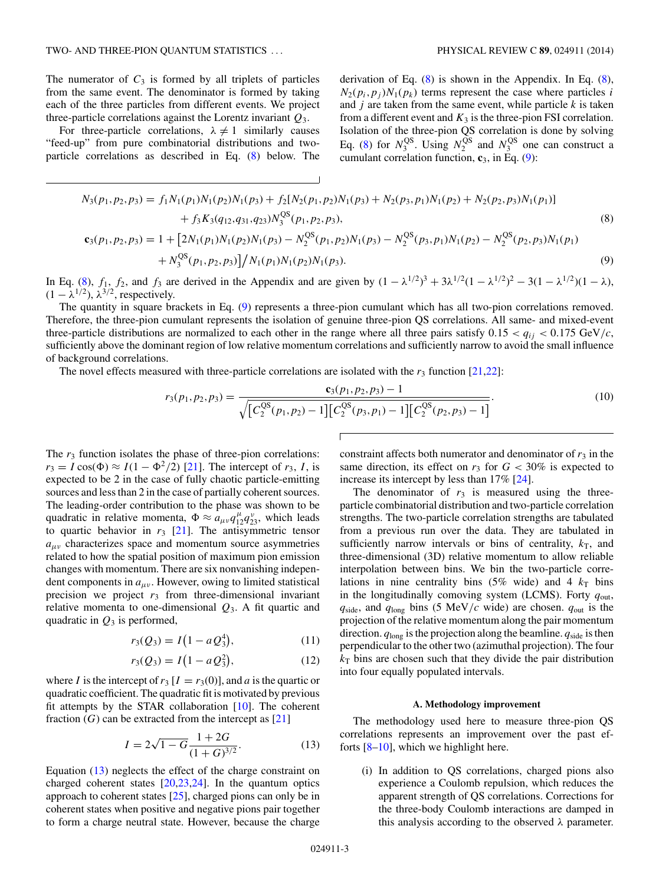The numerator of $C_3$ is formed by all triplets of particles from the same event. The denominator is formed by taking each of the three particles from different events. We project three-particle correlations against the Lorentz invariant $Q_3$.

For three-particle correlations, $\lambda \neq 1$ similarly causes "feed-up" from pure combinatorial distributions and two-particle correlations as described in Eq. (8) below. The derivation of Eq. (8) is shown in the Appendix. In Eq. (8), $N_2(p_i,p_j)N_1(p_k)$ terms represent the case where particles $i$ and $j$ are taken from the same event, while particle $k$ is taken from a different event and $K_3$ is the three-pion FSI correlation. Isolation of the three-pion QS correlation is done by solving Eq. (8) for $N_3^{\rm QS}$. Using $N_2^{\rm QS}$ and $N_3^{\rm QS}$ one can construct a cumulant correlation function, $\mathbf{c}_3$, in Eq. (9):

$$
\begin{aligned}
N_3(p_1,p_2,p_3) = {} & f_1 N_1(p_1)N_1(p_2)N_1(p_3) + f_2[N_2(p_1,p_2)N_1(p_3) + N_2(p_3,p_1)N_1(p_2) + N_2(p_2,p_3)N_1(p_1)] \\
& + f_3 K_3(q_{12},q_{31},q_{23}) N_3^{\rm QS}(p_1,p_2,p_3), \qquad (8)\\
\mathbf{c}_3(p_1,p_2,p_3) = {} & 1 + \big[2N_1(p_1)N_1(p_2)N_1(p_3) - N_2^{\rm QS}(p_1,p_2)N_1(p_3) - N_2^{\rm QS}(p_3,p_1)N_1(p_2) - N_2^{\rm QS}(p_2,p_3)N_1(p_1) \\
& + N_3^{\rm QS}(p_1,p_2,p_3)\big]\big/N_1(p_1)N_1(p_2)N_1(p_3). \qquad (9)
\end{aligned}
$$

In Eq. (8), $f_1$, $f_2$, and $f_3$ are derived in the Appendix and are given by $(1-\lambda^{1/2})^3 + 3\lambda^{1/2}(1-\lambda^{1/2})^2 - 3(1-\lambda^{1/2})(1-\lambda)$, $(1-\lambda^{1/2})$, $\lambda^{3/2}$, respectively.

The quantity in square brackets in Eq. (9) represents a three-pion cumulant which has all two-pion correlations removed. Therefore, the three-pion cumulant represents the isolation of genuine three-pion QS correlations. All same- and mixed-event three-particle distributions are normalized to each other in the range where all three pairs satisfy $0.15 < q_{ij} < 0.175$ GeV/$c$, sufficiently above the dominant region of low relative momentum correlations and sufficiently narrow to avoid the small influence of background correlations.

The novel effects measured with three-particle correlations are isolated with the $r_3$ function [21,22]:

$$
r_3(p_1,p_2,p_3) = \frac{\mathbf{c}_3(p_1,p_2,p_3) - 1}{\sqrt{\big[C_2^{\rm QS}(p_1,p_2)-1\big]\big[C_2^{\rm QS}(p_3,p_1)-1\big]\big[C_2^{\rm QS}(p_2,p_3)-1\big]}}. \qquad (10)
$$

The $r_3$ function isolates the phase of three-pion correlations: $r_3 = I\cos(\Phi) \approx I(1-\Phi^2/2)$ [21]. The intercept of $r_3$, $I$, is expected to be 2 in the case of fully chaotic particle-emitting sources and less than 2 in the case of partially coherent sources. The leading-order contribution to the phase was shown to be quadratic in relative momenta, $\Phi \approx a_{\mu\nu} q_{12}^{\mu} q_{23}^{\nu}$, which leads to quartic behavior in $r_3$ [21]. The antisymmetric tensor $a_{\mu\nu}$ characterizes space and momentum source asymmetries related to how the spatial position of maximum pion emission changes with momentum. There are six nonvanishing independent components in $a_{\mu\nu}$. However, owing to limited statistical precision we project $r_3$ from three-dimensional invariant relative momenta to one-dimensional $Q_3$. A fit quartic and quadratic in $Q_3$ is performed,

$$
r_3(Q_3) = I\big(1 - aQ_3^4\big), \qquad (11)
$$

$$
r_3(Q_3) = I\big(1 - aQ_3^2\big), \qquad (12)
$$

where $I$ is the intercept of $r_3$ [$I = r_3(0)$], and $a$ is the quartic or quadratic coefficient. The quadratic fit is motivated by previous fit attempts by the STAR collaboration [10]. The coherent fraction ($G$) can be extracted from the intercept as [21]

$$
I = 2\sqrt{1-G}\,\frac{1+2G}{(1+G)^{3/2}}. \qquad (13)
$$

Equation (13) neglects the effect of the charge constraint on charged coherent states [20,23,24]. In the quantum optics approach to coherent states [25], charged pions can only be in coherent states when positive and negative pions pair together to form a charge neutral state. However, because the charge constraint affects both numerator and denominator of $r_3$ in the same direction, its effect on $r_3$ for $G < 30\%$ is expected to increase its intercept by less than 17% [24].

The denominator of $r_3$ is measured using the three-particle combinatorial distribution and two-particle correlation strengths. The two-particle correlation strengths are tabulated from a previous run over the data. They are tabulated in sufficiently narrow intervals or bins of centrality, $k_{\rm T}$, and three-dimensional (3D) relative momentum to allow reliable interpolation between bins. We bin the two-particle correlations in nine centrality bins (5% wide) and 4 $k_{\rm T}$ bins in the longitudinally comoving system (LCMS). Forty $q_{\rm out}$, $q_{\rm side}$, and $q_{\rm long}$ bins (5 MeV/$c$ wide) are chosen. $q_{\rm out}$ is the projection of the relative momentum along the pair momentum direction. $q_{\rm long}$ is the projection along the beamline. $q_{\rm side}$ is then perpendicular to the other two (azimuthal projection). The four $k_{\rm T}$ bins are chosen such that they divide the pair distribution into four equally populated intervals.

### A. Methodology improvement

The methodology used here to measure three-pion QS correlations represents an improvement over the past efforts [8–10], which we highlight here.

(i) In addition to QS correlations, charged pions also experience a Coulomb repulsion, which reduces the apparent strength of QS correlations. Corrections for the three-body Coulomb interactions are damped in this analysis according to the observed $\lambda$ parameter.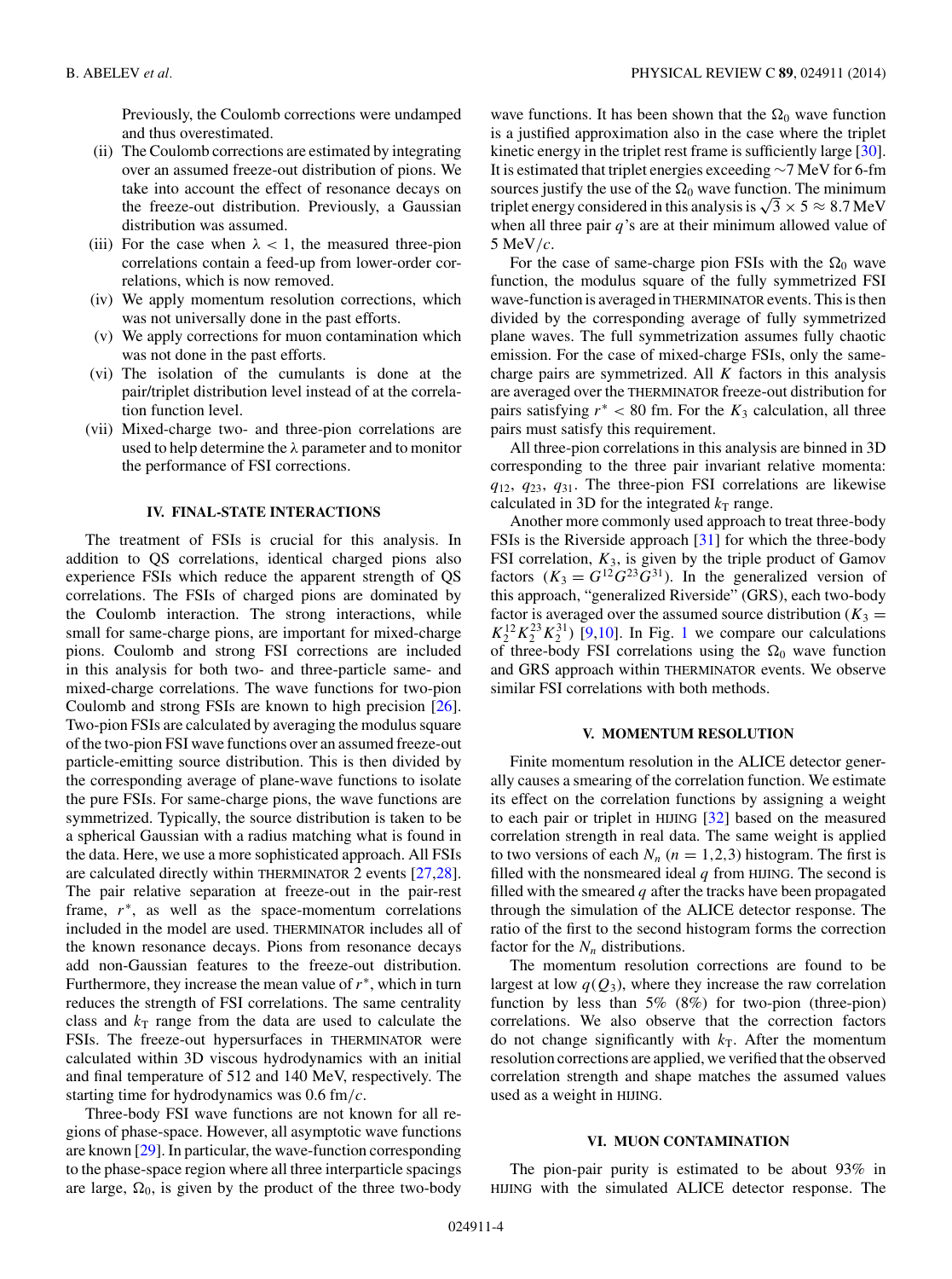Previously, the Coulomb corrections were undamped and thus overestimated.

- (ii) The Coulomb corrections are estimated by integrating over an assumed freeze-out distribution of pions. We take into account the effect of resonance decays on the freeze-out distribution. Previously, a Gaussian distribution was assumed.
- (iii) For the case when $\lambda < 1$, the measured three-pion correlations contain a feed-up from lower-order correlations, which is now removed.
- (iv) We apply momentum resolution corrections, which was not universally done in the past efforts.
- (v) We apply corrections for muon contamination which was not done in the past efforts.
- (vi) The isolation of the cumulants is done at the pair/triplet distribution level instead of at the correlation function level.
- (vii) Mixed-charge two- and three-pion correlations are used to help determine the $\lambda$ parameter and to monitor the performance of FSI corrections.

## IV. FINAL-STATE INTERACTIONS

The treatment of FSIs is crucial for this analysis. In addition to QS correlations, identical charged pions also experience FSIs which reduce the apparent strength of QS correlations. The FSIs of charged pions are dominated by the Coulomb interaction. The strong interactions, while small for same-charge pions, are important for mixed-charge pions. Coulomb and strong FSI corrections are included in this analysis for both two- and three-particle same- and mixed-charge correlations. The wave functions for two-pion Coulomb and strong FSIs are known to high precision [26]. Two-pion FSIs are calculated by averaging the modulus square of the two-pion FSI wave functions over an assumed freeze-out particle-emitting source distribution. This is then divided by the corresponding average of plane-wave functions to isolate the pure FSIs. For same-charge pions, the wave functions are symmetrized. Typically, the source distribution is taken to be a spherical Gaussian with a radius matching what is found in the data. Here, we use a more sophisticated approach. All FSIs are calculated directly within THERMINATOR 2 events [27,28]. The pair relative separation at freeze-out in the pair-rest frame, $r^*$, as well as the space-momentum correlations included in the model are used. THERMINATOR includes all of the known resonance decays. Pions from resonance decays add non-Gaussian features to the freeze-out distribution. Furthermore, they increase the mean value of $r^*$, which in turn reduces the strength of FSI correlations. The same centrality class and $k_T$ range from the data are used to calculate the FSIs. The freeze-out hypersurfaces in THERMINATOR were calculated within 3D viscous hydrodynamics with an initial and final temperature of 512 and 140 MeV, respectively. The starting time for hydrodynamics was 0.6 fm/$c$.

Three-body FSI wave functions are not known for all regions of phase-space. However, all asymptotic wave functions are known [29]. In particular, the wave-function corresponding to the phase-space region where all three interparticle spacings are large, $\Omega_0$, is given by the product of the three two-body wave functions. It has been shown that the $\Omega_0$ wave function is a justified approximation also in the case where the triplet kinetic energy in the triplet rest frame is sufficiently large [30]. It is estimated that triplet energies exceeding ~7 MeV for 6-fm sources justify the use of the $\Omega_0$ wave function. The minimum triplet energy considered in this analysis is $\sqrt{3} \times 5 \approx 8.7$ MeV when all three pair $q$'s are at their minimum allowed value of 5 MeV/$c$.

For the case of same-charge pion FSIs with the $\Omega_0$ wave function, the modulus square of the fully symmetrized FSI wave-function is averaged in THERMINATOR events. This is then divided by the corresponding average of fully symmetrized plane waves. The full symmetrization assumes fully chaotic emission. For the case of mixed-charge FSIs, only the same-charge pairs are symmetrized. All $K$ factors in this analysis are averaged over the THERMINATOR freeze-out distribution for pairs satisfying $r^* < 80$ fm. For the $K_3$ calculation, all three pairs must satisfy this requirement.

All three-pion correlations in this analysis are binned in 3D corresponding to the three pair invariant relative momenta: $q_{12}$, $q_{23}$, $q_{31}$. The three-pion FSI correlations are likewise calculated in 3D for the integrated $k_T$ range.

Another more commonly used approach to treat three-body FSIs is the Riverside approach [31] for which the three-body FSI correlation, $K_3$, is given by the triple product of Gamov factors ($K_3 = G^{12}G^{23}G^{31}$). In the generalized version of this approach, "generalized Riverside" (GRS), each two-body factor is averaged over the assumed source distribution ($K_3 = K_2^{12}K_2^{23}K_2^{31}$) [9,10]. In Fig. 1 we compare our calculations of three-body FSI correlations using the $\Omega_0$ wave function and GRS approach within THERMINATOR events. We observe similar FSI correlations with both methods.

## V. MOMENTUM RESOLUTION

Finite momentum resolution in the ALICE detector generally causes a smearing of the correlation function. We estimate its effect on the correlation functions by assigning a weight to each pair or triplet in HIJING [32] based on the measured correlation strength in real data. The same weight is applied to two versions of each $N_n$ ($n = 1,2,3$) histogram. The first is filled with the nonsmeared ideal $q$ from HIJING. The second is filled with the smeared $q$ after the tracks have been propagated through the simulation of the ALICE detector response. The ratio of the first to the second histogram forms the correction factor for the $N_n$ distributions.

The momentum resolution corrections are found to be largest at low $q(Q_3)$, where they increase the raw correlation function by less than 5% (8%) for two-pion (three-pion) correlations. We also observe that the correction factors do not change significantly with $k_T$. After the momentum resolution corrections are applied, we verified that the observed correlation strength and shape matches the assumed values used as a weight in HIJING.

## VI. MUON CONTAMINATION

The pion-pair purity is estimated to be about 93% in HIJING with the simulated ALICE detector response. The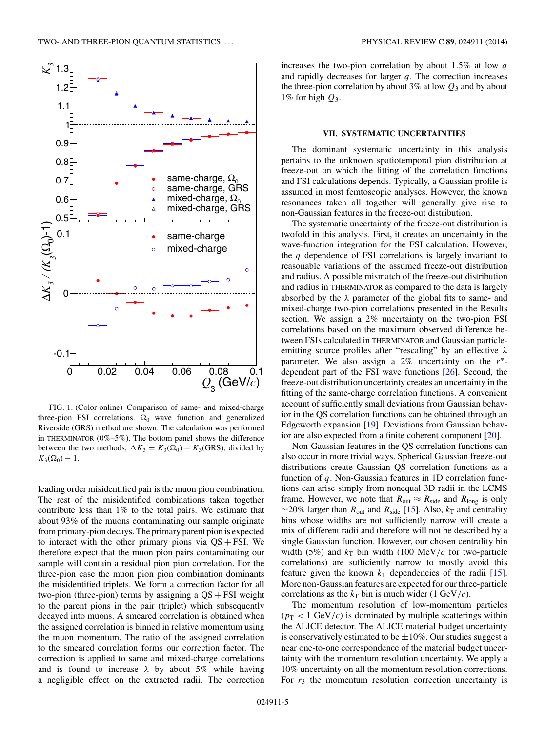FIG. 1. (Color online) Comparison of same- and mixed-charge three-pion FSI correlations. $\Omega_0$ wave function and generalized Riverside (GRS) method are shown. The calculation was performed in THERMINATOR (0%–5%). The bottom panel shows the difference between the two methods, $\Delta K_3 = K_3(\Omega_0) - K_3(\text{GRS})$, divided by $K_3(\Omega_0) - 1$.

leading order misidentified pair is the muon pion combination. The rest of the misidentified combinations taken together contribute less than 1% to the total pairs. We estimate that about 93% of the muons contaminating our sample originate from primary-pion decays. The primary parent pion is expected to interact with the other primary pions via QS + FSI. We therefore expect that the muon pion pairs contaminating our sample will contain a residual pion pion correlation. For the three-pion case the muon pion pion combination dominants the misidentified triplets. We form a correction factor for all two-pion (three-pion) terms by assigning a QS + FSI weight to the parent pions in the pair (triplet) which subsequently decayed into muons. A smeared correlation is obtained when the assigned correlation is binned in relative momentum using the muon momentum. The ratio of the assigned correlation to the smeared correlation forms our correction factor. The correction is applied to same and mixed-charge correlations and is found to increase $\lambda$ by about 5% while having a negligible effect on the extracted radii. The correction increases the two-pion correlation by about 1.5% at low $q$ and rapidly decreases for larger $q$. The correction increases the three-pion correlation by about 3% at low $Q_3$ and by about 1% for high $Q_3$.

## VII. SYSTEMATIC UNCERTAINTIES

The dominant systematic uncertainty in this analysis pertains to the unknown spatiotemporal pion distribution at freeze-out on which the fitting of the correlation functions and FSI calculations depends. Typically, a Gaussian profile is assumed in most femtoscopic analyses. However, the known resonances taken all together will generally give rise to non-Gaussian features in the freeze-out distribution.

The systematic uncertainty of the freeze-out distribution is twofold in this analysis. First, it creates an uncertainty in the wave-function integration for the FSI calculation. However, the $q$ dependence of FSI correlations is largely invariant to reasonable variations of the assumed freeze-out distribution and radius. A possible mismatch of the freeze-out distribution and radius in THERMINATOR as compared to the data is largely absorbed by the $\lambda$ parameter of the global fits to same- and mixed-charge two-pion correlations presented in the Results section. We assign a 2% uncertainty on the two-pion FSI correlations based on the maximum observed difference between FSIs calculated in THERMINATOR and Gaussian particle-emitting source profiles after "rescaling" by an effective $\lambda$ parameter. We also assign a 2% uncertainty on the $r^*$-dependent part of the FSI wave functions [26]. Second, the freeze-out distribution uncertainty creates an uncertainty in the fitting of the same-charge correlation functions. A convenient account of sufficiently small deviations from Gaussian behavior in the QS correlation functions can be obtained through an Edgeworth expansion [19]. Deviations from Gaussian behavior are also expected from a finite coherent component [20].

Non-Gaussian features in the QS correlation functions can also occur in more trivial ways. Spherical Gaussian freeze-out distributions create Gaussian QS correlation functions as a function of $q$. Non-Gaussian features in 1D correlation functions can arise simply from nonequal 3D radii in the LCMS frame. However, we note that $R_{\text{out}} \approx R_{\text{side}}$ and $R_{\text{long}}$ is only $\sim$20% larger than $R_{\text{out}}$ and $R_{\text{side}}$ [15]. Also, $k_T$ and centrality bins whose widths are not sufficiently narrow will create a mix of different radii and therefore will not be described by a single Gaussian function. However, our chosen centrality bin width (5%) and $k_T$ bin width (100 MeV/$c$ for two-particle correlations) are sufficiently narrow to mostly avoid this feature given the known $k_T$ dependencies of the radii [15]. More non-Gaussian features are expected for our three-particle correlations as the $k_T$ bin is much wider (1 GeV/$c$).

The momentum resolution of low-momentum particles ($p_T < 1$ GeV/$c$) is dominated by multiple scatterings within the ALICE detector. The ALICE material budget uncertainty is conservatively estimated to be $\pm$10%. Our studies suggest a near one-to-one correspondence of the material budget uncertainty with the momentum resolution uncertainty. We apply a 10% uncertainty on all the momentum resolution corrections. For $r_3$ the momentum resolution correction uncertainty is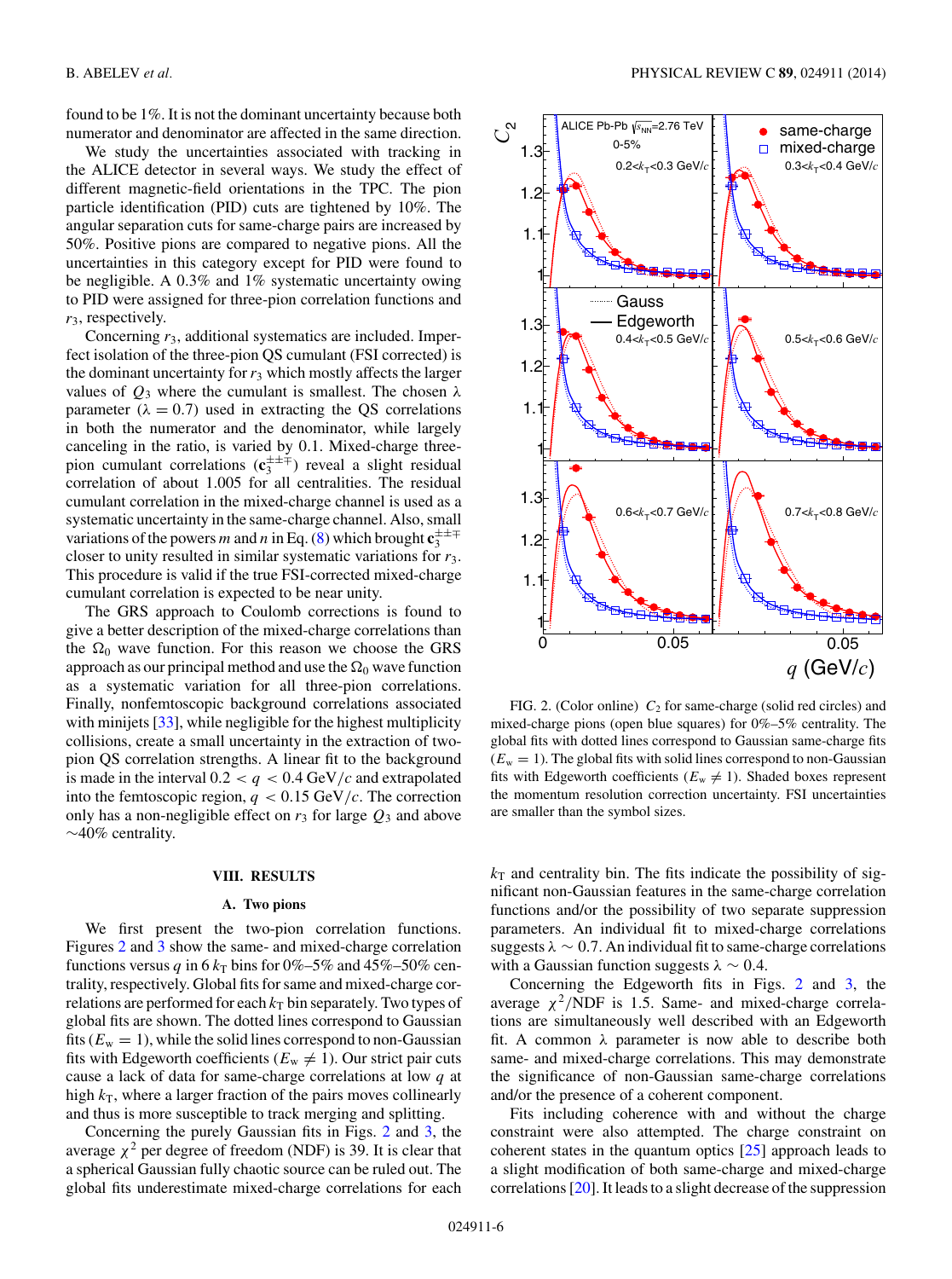found to be 1%. It is not the dominant uncertainty because both numerator and denominator are affected in the same direction.

We study the uncertainties associated with tracking in the ALICE detector in several ways. We study the effect of different magnetic-field orientations in the TPC. The pion particle identification (PID) cuts are tightened by 10%. The angular separation cuts for same-charge pairs are increased by 50%. Positive pions are compared to negative pions. All the uncertainties in this category except for PID were found to be negligible. A 0.3% and 1% systematic uncertainty owing to PID were assigned for three-pion correlation functions and $r_3$, respectively.

Concerning $r_3$, additional systematics are included. Imperfect isolation of the three-pion QS cumulant (FSI corrected) is the dominant uncertainty for $r_3$ which mostly affects the larger values of $Q_3$ where the cumulant is smallest. The chosen $\lambda$ parameter ($\lambda = 0.7$) used in extracting the QS correlations in both the numerator and the denominator, while largely canceling in the ratio, is varied by 0.1. Mixed-charge three-pion cumulant correlations ($\mathbf{c}_3^{\pm\pm\mp}$) reveal a slight residual correlation of about 1.005 for all centralities. The residual cumulant correlation in the mixed-charge channel is used as a systematic uncertainty in the same-charge channel. Also, small variations of the powers $m$ and $n$ in Eq. (8) which brought $\mathbf{c}_3^{\pm\pm\mp}$ closer to unity resulted in similar systematic variations for $r_3$. This procedure is valid if the true FSI-corrected mixed-charge cumulant correlation is expected to be near unity.

The GRS approach to Coulomb corrections is found to give a better description of the mixed-charge correlations than the $\Omega_0$ wave function. For this reason we choose the GRS approach as our principal method and use the $\Omega_0$ wave function as a systematic variation for all three-pion correlations. Finally, nonfemtoscopic background correlations associated with minijets [33], while negligible for the highest multiplicity collisions, create a small uncertainty in the extraction of two-pion QS correlation strengths. A linear fit to the background is made in the interval $0.2 < q < 0.4$ GeV/$c$ and extrapolated into the femtoscopic region, $q < 0.15$ GeV/$c$. The correction only has a non-negligible effect on $r_3$ for large $Q_3$ and above $\sim$40% centrality.

## VIII. RESULTS

### A. Two pions

We first present the two-pion correlation functions. Figures 2 and 3 show the same- and mixed-charge correlation functions versus $q$ in 6 $k_T$ bins for 0%–5% and 45%–50% centrality, respectively. Global fits for same and mixed-charge correlations are performed for each $k_T$ bin separately. Two types of global fits are shown. The dotted lines correspond to Gaussian fits ($E_w = 1$), while the solid lines correspond to non-Gaussian fits with Edgeworth coefficients ($E_w \neq 1$). Our strict pair cuts cause a lack of data for same-charge correlations at low $q$ at high $k_T$, where a larger fraction of the pairs moves collinearly and thus is more susceptible to track merging and splitting.

Concerning the purely Gaussian fits in Figs. 2 and 3, the average $\chi^2$ per degree of freedom (NDF) is 39. It is clear that a spherical Gaussian fully chaotic source can be ruled out. The global fits underestimate mixed-charge correlations for each $k_T$ and centrality bin. The fits indicate the possibility of significant non-Gaussian features in the same-charge correlation functions and/or the possibility of two separate suppression parameters. An individual fit to mixed-charge correlations suggests $\lambda \sim 0.7$. An individual fit to same-charge correlations with a Gaussian function suggests $\lambda \sim 0.4$.

Concerning the Edgeworth fits in Figs. 2 and 3, the average $\chi^2$/NDF is 1.5. Same- and mixed-charge correlations are simultaneously well described with an Edgeworth fit. A common $\lambda$ parameter is now able to describe both same- and mixed-charge correlations. This may demonstrate the significance of non-Gaussian same-charge correlations and/or the presence of a coherent component.

Fits including coherence with and without the charge constraint were also attempted. The charge constraint on coherent states in the quantum optics [25] approach leads to a slight modification of both same-charge and mixed-charge correlations [20]. It leads to a slight decrease of the suppression

FIG. 2. (Color online) $C_2$ for same-charge (solid red circles) and mixed-charge pions (open blue squares) for 0%–5% centrality. The global fits with dotted lines correspond to Gaussian same-charge fits ($E_w = 1$). The global fits with solid lines correspond to non-Gaussian fits with Edgeworth coefficients ($E_w \neq 1$). Shaded boxes represent the momentum resolution correction uncertainty. FSI uncertainties are smaller than the symbol sizes.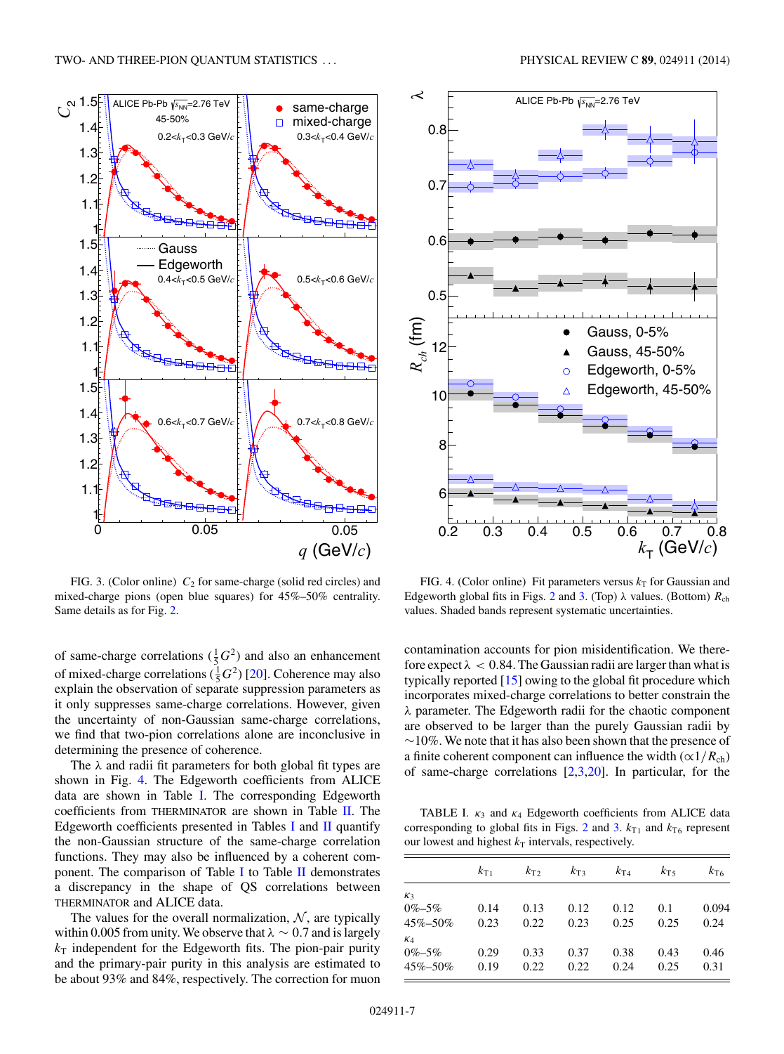FIG. 3. (Color online) $C_2$ for same-charge (solid red circles) and mixed-charge pions (open blue squares) for 45%–50% centrality. Same details as for Fig. 2.

FIG. 4. (Color online) Fit parameters versus $k_T$ for Gaussian and Edgeworth global fits in Figs. 2 and 3. (Top) $\lambda$ values. (Bottom) $R_{ch}$ values. Shaded bands represent systematic uncertainties.

of same-charge correlations ($\frac{1}{5}G^2$) and also an enhancement of mixed-charge correlations ($\frac{1}{5}G^2$) [20]. Coherence may also explain the observation of separate suppression parameters as it only suppresses same-charge correlations. However, given the uncertainty of non-Gaussian same-charge correlations, we find that two-pion correlations alone are inconclusive in determining the presence of coherence.

The $\lambda$ and radii fit parameters for both global fit types are shown in Fig. 4. The Edgeworth coefficients from ALICE data are shown in Table I. The corresponding Edgeworth coefficients from THERMINATOR are shown in Table II. The Edgeworth coefficients presented in Tables I and II quantify the non-Gaussian structure of the same-charge correlation functions. They may also be influenced by a coherent component. The comparison of Table I to Table II demonstrates a discrepancy in the shape of QS correlations between THERMINATOR and ALICE data.

The values for the overall normalization, $\mathcal{N}$, are typically within 0.005 from unity. We observe that $\lambda \sim 0.7$ and is largely $k_T$ independent for the Edgeworth fits. The pion-pair purity and the primary-pair purity in this analysis are estimated to be about 93% and 84%, respectively. The correction for muon contamination accounts for pion misidentification. We therefore expect $\lambda < 0.84$. The Gaussian radii are larger than what is typically reported [15] owing to the global fit procedure which incorporates mixed-charge correlations to better constrain the $\lambda$ parameter. The Edgeworth radii for the chaotic component are observed to be larger than the purely Gaussian radii by ~10%. We note that it has also been shown that the presence of a finite coherent component can influence the width ($\propto 1/R_{ch}$) of same-charge correlations [2,3,20]. In particular, for the

TABLE I. $\kappa_3$ and $\kappa_4$ Edgeworth coefficients from ALICE data corresponding to global fits in Figs. 2 and 3. $k_{T1}$ and $k_{T6}$ represent our lowest and highest $k_T$ intervals, respectively.

| | $k_{T1}$ | $k_{T2}$ | $k_{T3}$ | $k_{T4}$ | $k_{T5}$ | $k_{T6}$ |
|---|---|---|---|---|---|---|
| $\kappa_3$ | | | | | | |
| 0%–5% | 0.14 | 0.13 | 0.12 | 0.12 | 0.1 | 0.094 |
| 45%–50% | 0.23 | 0.22 | 0.23 | 0.25 | 0.25 | 0.24 |
| $\kappa_4$ | | | | | | |
| 0%–5% | 0.29 | 0.33 | 0.37 | 0.38 | 0.43 | 0.46 |
| 45%–50% | 0.19 | 0.22 | 0.22 | 0.24 | 0.25 | 0.31 |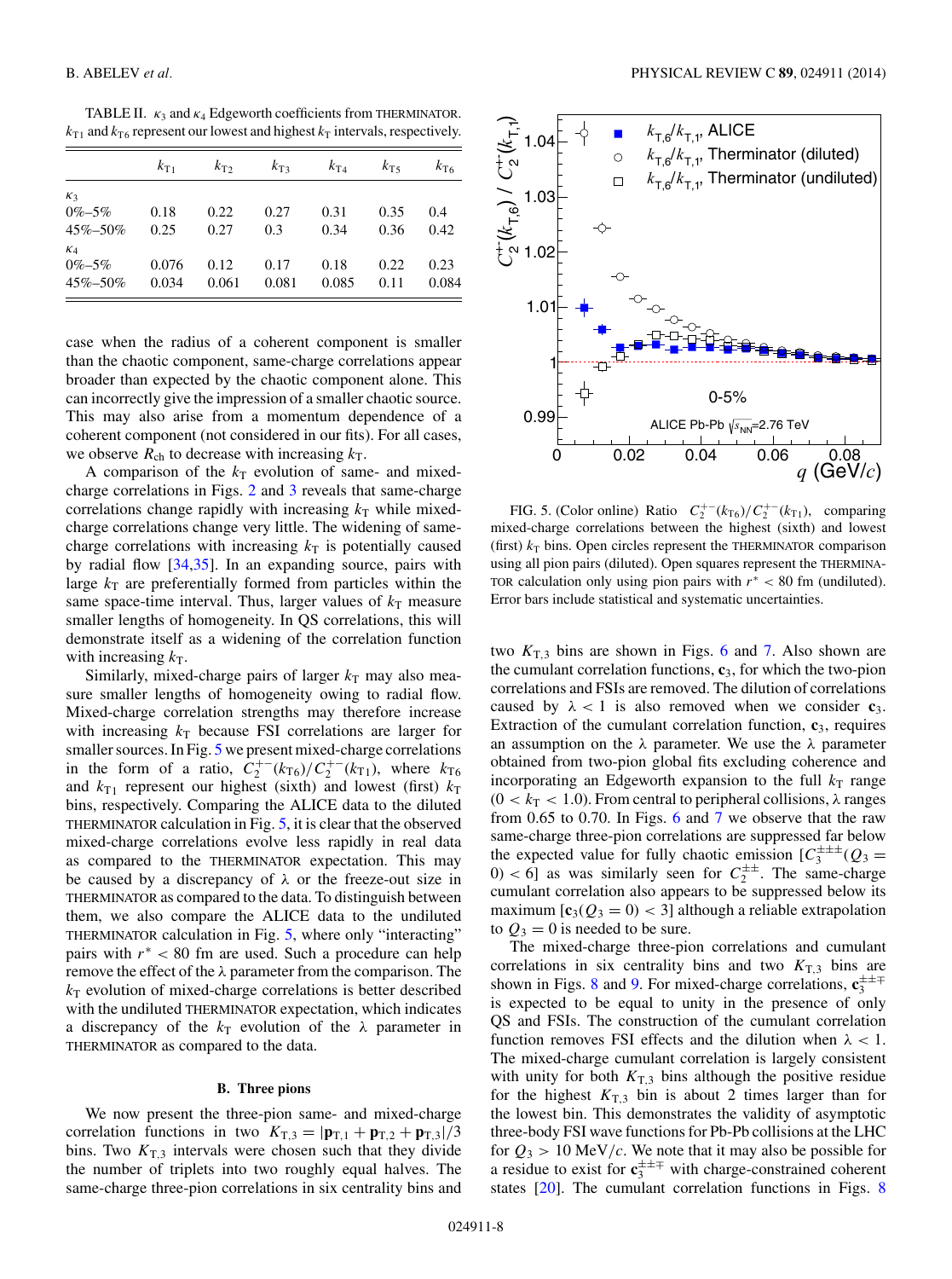TABLE II. $\kappa_3$ and $\kappa_4$ Edgeworth coefficients from THERMINATOR. $k_{T1}$ and $k_{T6}$ represent our lowest and highest $k_T$ intervals, respectively.

| | $k_{T1}$ | $k_{T2}$ | $k_{T3}$ | $k_{T4}$ | $k_{T5}$ | $k_{T6}$ |
|---|---|---|---|---|---|---|
| $\kappa_3$ | | | | | | |
| 0%–5% | 0.18 | 0.22 | 0.27 | 0.31 | 0.35 | 0.4 |
| 45%–50% | 0.25 | 0.27 | 0.3 | 0.34 | 0.36 | 0.42 |
| $\kappa_4$ | | | | | | |
| 0%–5% | 0.076 | 0.12 | 0.17 | 0.18 | 0.22 | 0.23 |
| 45%–50% | 0.034 | 0.061 | 0.081 | 0.085 | 0.11 | 0.084 |

case when the radius of a coherent component is smaller than the chaotic component, same-charge correlations appear broader than expected by the chaotic component alone. This can incorrectly give the impression of a smaller chaotic source. This may also arise from a momentum dependence of a coherent component (not considered in our fits). For all cases, we observe $R_{ch}$ to decrease with increasing $k_T$.

A comparison of the $k_T$ evolution of same- and mixed-charge correlations in Figs. 2 and 3 reveals that same-charge correlations change rapidly with increasing $k_T$ while mixed-charge correlations change very little. The widening of same-charge correlations with increasing $k_T$ is potentially caused by radial flow [34,35]. In an expanding source, pairs with large $k_T$ are preferentially formed from particles within the same space-time interval. Thus, larger values of $k_T$ measure smaller lengths of homogeneity. In QS correlations, this will demonstrate itself as a widening of the correlation function with increasing $k_T$.

Similarly, mixed-charge pairs of larger $k_T$ may also measure smaller lengths of homogeneity owing to radial flow. Mixed-charge correlation strengths may therefore increase with increasing $k_T$ because FSI correlations are larger for smaller sources. In Fig. 5 we present mixed-charge correlations in the form of a ratio, $C_2^{+-}(k_{T6})/C_2^{+-}(k_{T1})$, where $k_{T6}$ and $k_{T1}$ represent our highest (sixth) and lowest (first) $k_T$ bins, respectively. Comparing the ALICE data to the diluted THERMINATOR calculation in Fig. 5, it is clear that the observed mixed-charge correlations evolve less rapidly in real data as compared to the THERMINATOR expectation. This may be caused by a discrepancy of $\lambda$ or the freeze-out size in THERMINATOR as compared to the data. To distinguish between them, we also compare the ALICE data to the undiluted THERMINATOR calculation in Fig. 5, where only "interacting" pairs with $r^* < 80$ fm are used. Such a procedure can help remove the effect of the $\lambda$ parameter from the comparison. The $k_T$ evolution of mixed-charge correlations is better described with the undiluted THERMINATOR expectation, which indicates a discrepancy of the $k_T$ evolution of the $\lambda$ parameter in THERMINATOR as compared to the data.

FIG. 5. (Color online) Ratio $C_2^{+-}(k_{T6})/C_2^{+-}(k_{T1})$, comparing mixed-charge correlations between the highest (sixth) and lowest (first) $k_T$ bins. Open circles represent the THERMINATOR comparison using all pion pairs (diluted). Open squares represent the THERMINATOR calculation only using pion pairs with $r^* < 80$ fm (undiluted). Error bars include statistical and systematic uncertainties.

### B. Three pions

We now present the three-pion same- and mixed-charge correlation functions in two $K_{T,3} = |\mathbf{p}_{T,1} + \mathbf{p}_{T,2} + \mathbf{p}_{T,3}|/3$ bins. Two $K_{T,3}$ intervals were chosen such that they divide the number of triplets into two roughly equal halves. The same-charge three-pion correlations in six centrality bins and two $K_{T,3}$ bins are shown in Figs. 6 and 7. Also shown are the cumulant correlation functions, $\mathbf{c}_3$, for which the two-pion correlations and FSIs are removed. The dilution of correlations caused by $\lambda < 1$ is also removed when we consider $\mathbf{c}_3$. Extraction of the cumulant correlation function, $\mathbf{c}_3$, requires an assumption on the $\lambda$ parameter. We use the $\lambda$ parameter obtained from two-pion global fits excluding coherence and incorporating an Edgeworth expansion to the full $k_T$ range ($0 < k_T < 1.0$). From central to peripheral collisions, $\lambda$ ranges from 0.65 to 0.70. In Figs. 6 and 7 we observe that the raw same-charge three-pion correlations are suppressed far below the expected value for fully chaotic emission [$C_3^{\pm\pm\pm}(Q_3 = 0) < 6$] as was similarly seen for $C_2^{\pm\pm}$. The same-charge cumulant correlation also appears to be suppressed below its maximum [$\mathbf{c}_3(Q_3 = 0) < 3$] although a reliable extrapolation to $Q_3 = 0$ is needed to be sure.

The mixed-charge three-pion correlations and cumulant correlations in six centrality bins and two $K_{T,3}$ bins are shown in Figs. 8 and 9. For mixed-charge correlations, $\mathbf{c}_3^{\pm\pm\mp}$ is expected to be equal to unity in the presence of only QS and FSIs. The construction of the cumulant correlation function removes FSI effects and the dilution when $\lambda < 1$. The mixed-charge cumulant correlation is largely consistent with unity for both $K_{T,3}$ bins although the positive residue for the highest $K_{T,3}$ bin is about 2 times larger than for the lowest bin. This demonstrates the validity of asymptotic three-body FSI wave functions for Pb-Pb collisions at the LHC for $Q_3 > 10$ MeV/$c$. We note that it may also be possible for a residue to exist for $\mathbf{c}_3^{\pm\pm\mp}$ with charge-constrained coherent states [20]. The cumulant correlation functions in Figs. 8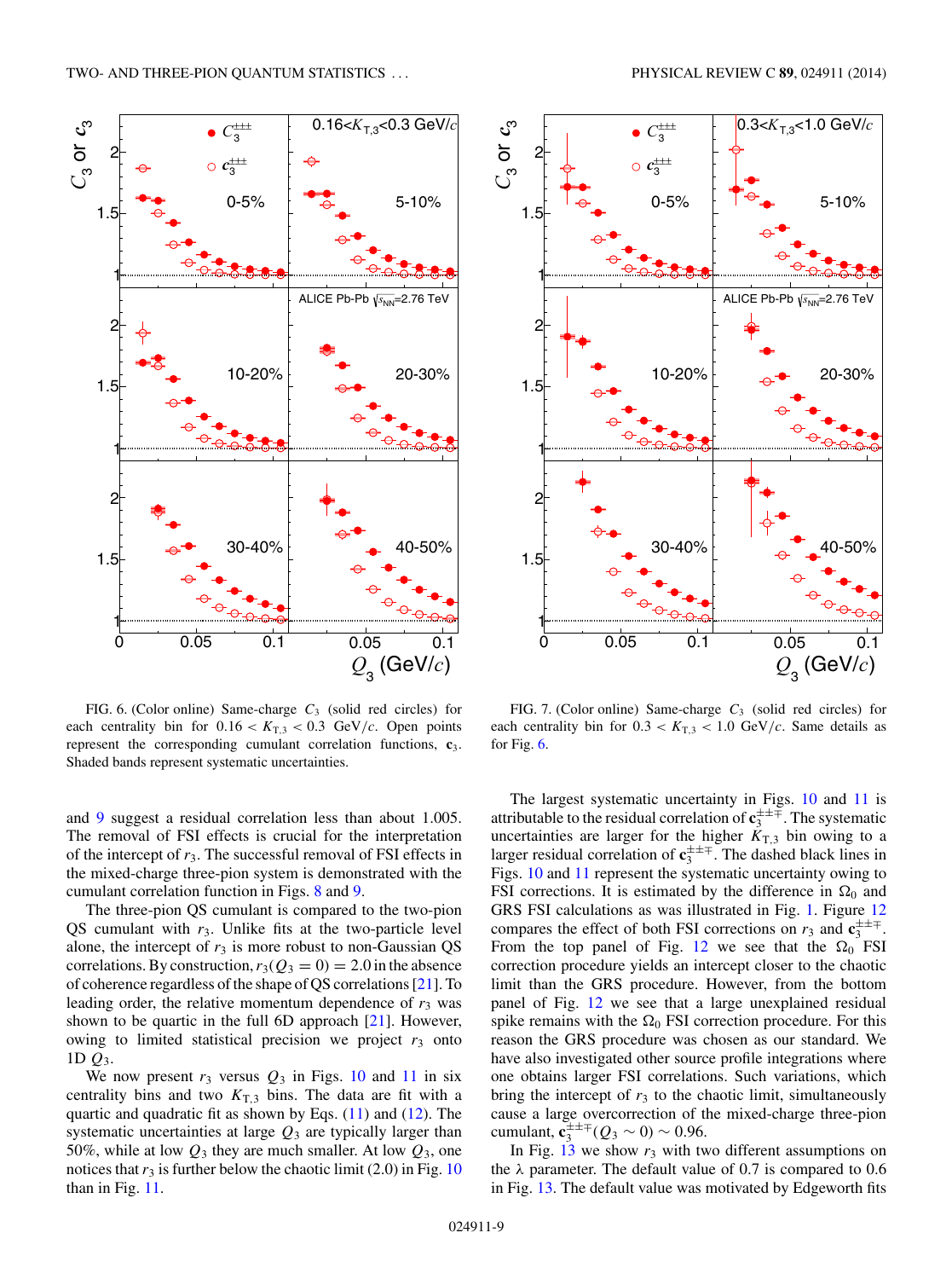FIG. 6. (Color online) Same-charge $C_3$ (solid red circles) for each centrality bin for $0.16 < K_{T,3} < 0.3$ GeV/$c$. Open points represent the corresponding cumulant correlation functions, $\mathbf{c}_3$. Shaded bands represent systematic uncertainties.

FIG. 7. (Color online) Same-charge $C_3$ (solid red circles) for each centrality bin for $0.3 < K_{T,3} < 1.0$ GeV/$c$. Same details as for Fig. 6.

and 9 suggest a residual correlation less than about 1.005. The removal of FSI effects is crucial for the interpretation of the intercept of $r_3$. The successful removal of FSI effects in the mixed-charge three-pion system is demonstrated with the cumulant correlation function in Figs. 8 and 9.

The three-pion QS cumulant is compared to the two-pion QS cumulant with $r_3$. Unlike fits at the two-particle level alone, the intercept of $r_3$ is more robust to non-Gaussian QS correlations. By construction, $r_3(Q_3 = 0) = 2.0$ in the absence of coherence regardless of the shape of QS correlations [21]. To leading order, the relative momentum dependence of $r_3$ was shown to be quartic in the full 6D approach [21]. However, owing to limited statistical precision we project $r_3$ onto 1D $Q_3$.

We now present $r_3$ versus $Q_3$ in Figs. 10 and 11 in six centrality bins and two $K_{T,3}$ bins. The data are fit with a quartic and quadratic fit as shown by Eqs. (11) and (12). The systematic uncertainties at large $Q_3$ are typically larger than 50%, while at low $Q_3$ they are much smaller. At low $Q_3$, one notices that $r_3$ is further below the chaotic limit (2.0) in Fig. 10 than in Fig. 11.

The largest systematic uncertainty in Figs. 10 and 11 is attributable to the residual correlation of $\mathbf{c}_3^{\pm\pm\mp}$. The systematic uncertainties are larger for the higher $K_{T,3}$ bin owing to a larger residual correlation of $\mathbf{c}_3^{\pm\pm\mp}$. The dashed black lines in Figs. 10 and 11 represent the systematic uncertainty owing to FSI corrections. It is estimated by the difference in $\Omega_0$ and GRS FSI calculations as was illustrated in Fig. 1. Figure 12 compares the effect of both FSI corrections on $r_3$ and $\mathbf{c}_3^{\pm\pm\mp}$. From the top panel of Fig. 12 we see that the $\Omega_0$ FSI correction procedure yields an intercept closer to the chaotic limit than the GRS procedure. However, from the bottom panel of Fig. 12 we see that a large unexplained residual spike remains with the $\Omega_0$ FSI correction procedure. For this reason the GRS procedure was chosen as our standard. We have also investigated other source profile integrations where one obtains larger FSI correlations. Such variations, which bring the intercept of $r_3$ to the chaotic limit, simultaneously cause a large overcorrection of the mixed-charge three-pion cumulant, $\mathbf{c}_3^{\pm\pm\mp}(Q_3 \sim 0) \sim 0.96$.

In Fig. 13 we show $r_3$ with two different assumptions on the $\lambda$ parameter. The default value of 0.7 is compared to 0.6 in Fig. 13. The default value was motivated by Edgeworth fits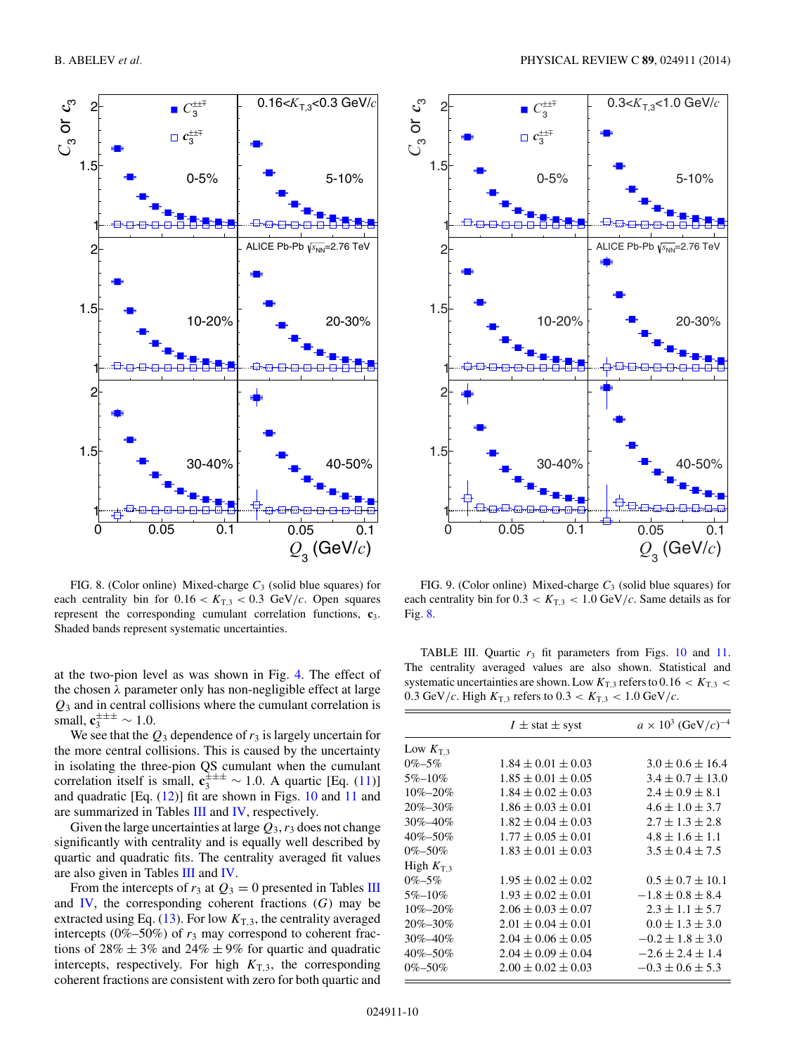FIG. 8. (Color online) Mixed-charge $C_3$ (solid blue squares) for each centrality bin for $0.16 < K_{T,3} < 0.3$ GeV/$c$. Open squares represent the corresponding cumulant correlation functions, $\mathbf{c}_3$. Shaded bands represent systematic uncertainties.

FIG. 9. (Color online) Mixed-charge $C_3$ (solid blue squares) for each centrality bin for $0.3 < K_{T,3} < 1.0$ GeV/$c$. Same details as for Fig. 8.

at the two-pion level as was shown in Fig. 4. The effect of the chosen $\lambda$ parameter only has non-negligible effect at large $Q_3$ and in central collisions where the cumulant correlation is small, $\mathbf{c}_3^{\pm\pm\mp} \sim 1.0$.

We see that the $Q_3$ dependence of $r_3$ is largely uncertain for the more central collisions. This is caused by the uncertainty in isolating the three-pion QS cumulant when the cumulant correlation itself is small, $\mathbf{c}_3^{\pm\pm\pm} \sim 1.0$. A quartic [Eq. (11)] and quadratic [Eq. (12)] fit are shown in Figs. 10 and 11 and are summarized in Tables III and IV, respectively.

Given the large uncertainties at large $Q_3$, $r_3$ does not change significantly with centrality and is equally well described by quartic and quadratic fits. The centrality averaged fit values are also given in Tables III and IV.

From the intercepts of $r_3$ at $Q_3 = 0$ presented in Tables III and IV, the corresponding coherent fractions ($G$) may be extracted using Eq. (13). For low $K_{T,3}$, the centrality averaged intercepts (0%–50%) of $r_3$ may correspond to coherent fractions of 28% $\pm$ 3% and 24% $\pm$ 9% for quartic and quadratic intercepts, respectively. For high $K_{T,3}$, the corresponding coherent fractions are consistent with zero for both quartic and

TABLE III. Quartic $r_3$ fit parameters from Figs. 10 and 11. The centrality averaged values are also shown. Statistical and systematic uncertainties are shown. Low $K_{T,3}$ refers to $0.16 < K_{T,3} < 0.3$ GeV/$c$. High $K_{T,3}$ refers to $0.3 < K_{T,3} < 1.0$ GeV/$c$.

| | $I \pm$ stat $\pm$ syst | $a \times 10^3$ (GeV/$c$)$^{-4}$ |
|---|---|---|
| Low $K_{T,3}$ | | |
| 0%–5% | $1.84 \pm 0.01 \pm 0.03$ | $3.0 \pm 0.6 \pm 16.4$ |
| 5%–10% | $1.85 \pm 0.01 \pm 0.05$ | $3.4 \pm 0.7 \pm 13.0$ |
| 10%–20% | $1.84 \pm 0.02 \pm 0.03$ | $2.4 \pm 0.9 \pm 8.1$ |
| 20%–30% | $1.86 \pm 0.03 \pm 0.01$ | $4.6 \pm 1.0 \pm 3.7$ |
| 30%–40% | $1.82 \pm 0.04 \pm 0.03$ | $2.7 \pm 1.3 \pm 2.8$ |
| 40%–50% | $1.77 \pm 0.05 \pm 0.01$ | $4.8 \pm 1.6 \pm 1.1$ |
| 0%–50% | $1.83 \pm 0.01 \pm 0.03$ | $3.5 \pm 0.4 \pm 7.5$ |
| High $K_{T,3}$ | | |
| 0%–5% | $1.95 \pm 0.02 \pm 0.02$ | $0.5 \pm 0.7 \pm 10.1$ |
| 5%–10% | $1.93 \pm 0.02 \pm 0.01$ | $-1.8 \pm 0.8 \pm 8.4$ |
| 10%–20% | $2.06 \pm 0.03 \pm 0.07$ | $2.3 \pm 1.1 \pm 5.7$ |
| 20%–30% | $2.01 \pm 0.04 \pm 0.01$ | $0.0 \pm 1.3 \pm 3.0$ |
| 30%–40% | $2.04 \pm 0.06 \pm 0.05$ | $-0.2 \pm 1.8 \pm 3.0$ |
| 40%–50% | $2.04 \pm 0.09 \pm 0.04$ | $-2.6 \pm 2.4 \pm 1.4$ |
| 0%–50% | $2.00 \pm 0.02 \pm 0.03$ | $-0.3 \pm 0.6 \pm 5.3$ |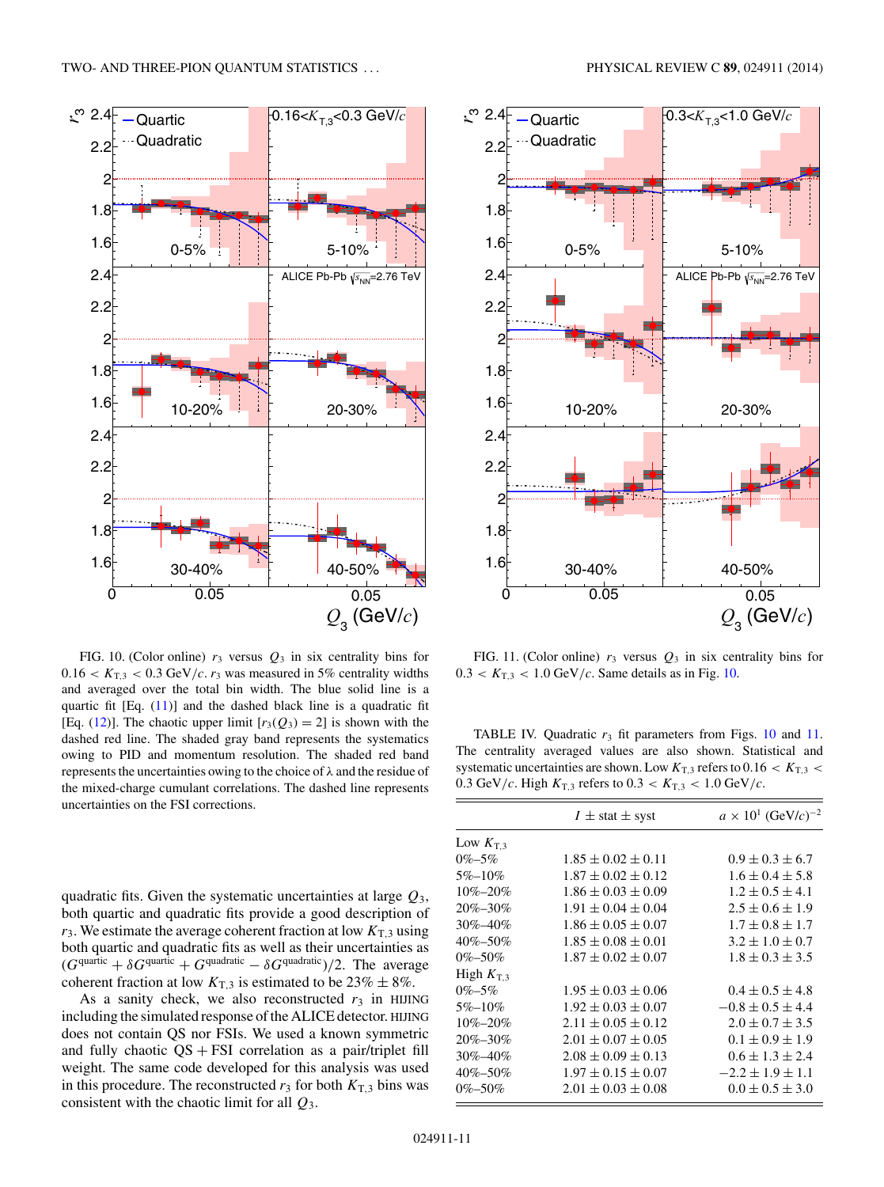FIG. 10. (Color online) $r_3$ versus $Q_3$ in six centrality bins for $0.16 < K_{T,3} < 0.3$ GeV/$c$. $r_3$ was measured in 5% centrality widths and averaged over the total bin width. The blue solid line is a quartic fit [Eq. (11)] and the dashed black line is a quadratic fit [Eq. (12)]. The chaotic upper limit [$r_3(Q_3) = 2$] is shown with the dashed red line. The shaded gray band represents the systematics owing to PID and momentum resolution. The shaded red band represents the uncertainties owing to the choice of $\lambda$ and the residue of the mixed-charge cumulant correlations. The dashed line represents uncertainties on the FSI corrections.

FIG. 11. (Color online) $r_3$ versus $Q_3$ in six centrality bins for $0.3 < K_{T,3} < 1.0$ GeV/$c$. Same details as in Fig. 10.

quadratic fits. Given the systematic uncertainties at large $Q_3$, both quartic and quadratic fits provide a good description of $r_3$. We estimate the average coherent fraction at low $K_{T,3}$ using both quartic and quadratic fits as well as their uncertainties as $(G^{\text{quartic}} + \delta G^{\text{quartic}} + G^{\text{quadratic}} - \delta G^{\text{quadratic}})/2$. The average coherent fraction at low $K_{T,3}$ is estimated to be 23% ± 8%.

As a sanity check, we also reconstructed $r_3$ in HIJING including the simulated response of the ALICE detector. HIJING does not contain QS nor FSIs. We used a known symmetric and fully chaotic QS + FSI correlation as a pair/triplet fill weight. The same code developed for this analysis was used in this procedure. The reconstructed $r_3$ for both $K_{T,3}$ bins was consistent with the chaotic limit for all $Q_3$.

TABLE IV. Quadratic $r_3$ fit parameters from Figs. 10 and 11. The centrality averaged values are also shown. Statistical and systematic uncertainties are shown. Low $K_{T,3}$ refers to $0.16 < K_{T,3} < 0.3$ GeV/$c$. High $K_{T,3}$ refers to $0.3 < K_{T,3} < 1.0$ GeV/$c$.

| | $I$ ± stat ± syst | $a \times 10^1$ (GeV/$c$)$^{-2}$ |
|---|---|---|
| Low $K_{T,3}$ | | |
| 0%–5% | 1.85 ± 0.02 ± 0.11 | 0.9 ± 0.3 ± 6.7 |
| 5%–10% | 1.87 ± 0.02 ± 0.12 | 1.6 ± 0.4 ± 5.8 |
| 10%–20% | 1.86 ± 0.03 ± 0.09 | 1.2 ± 0.5 ± 4.1 |
| 20%–30% | 1.91 ± 0.04 ± 0.04 | 2.5 ± 0.6 ± 1.9 |
| 30%–40% | 1.86 ± 0.05 ± 0.07 | 1.7 ± 0.8 ± 1.7 |
| 40%–50% | 1.85 ± 0.08 ± 0.01 | 3.2 ± 1.0 ± 0.7 |
| 0%–50% | 1.87 ± 0.02 ± 0.07 | 1.8 ± 0.3 ± 3.5 |
| High $K_{T,3}$ | | |
| 0%–5% | 1.95 ± 0.03 ± 0.06 | 0.4 ± 0.5 ± 4.8 |
| 5%–10% | 1.92 ± 0.03 ± 0.07 | −0.8 ± 0.5 ± 4.4 |
| 10%–20% | 2.11 ± 0.05 ± 0.12 | 2.0 ± 0.7 ± 3.5 |
| 20%–30% | 2.01 ± 0.07 ± 0.05 | 0.1 ± 0.9 ± 1.9 |
| 30%–40% | 2.08 ± 0.09 ± 0.13 | 0.6 ± 1.3 ± 2.4 |
| 40%–50% | 1.97 ± 0.15 ± 0.07 | −2.2 ± 1.9 ± 1.1 |
| 0%–50% | 2.01 ± 0.03 ± 0.08 | 0.0 ± 0.5 ± 3.0 |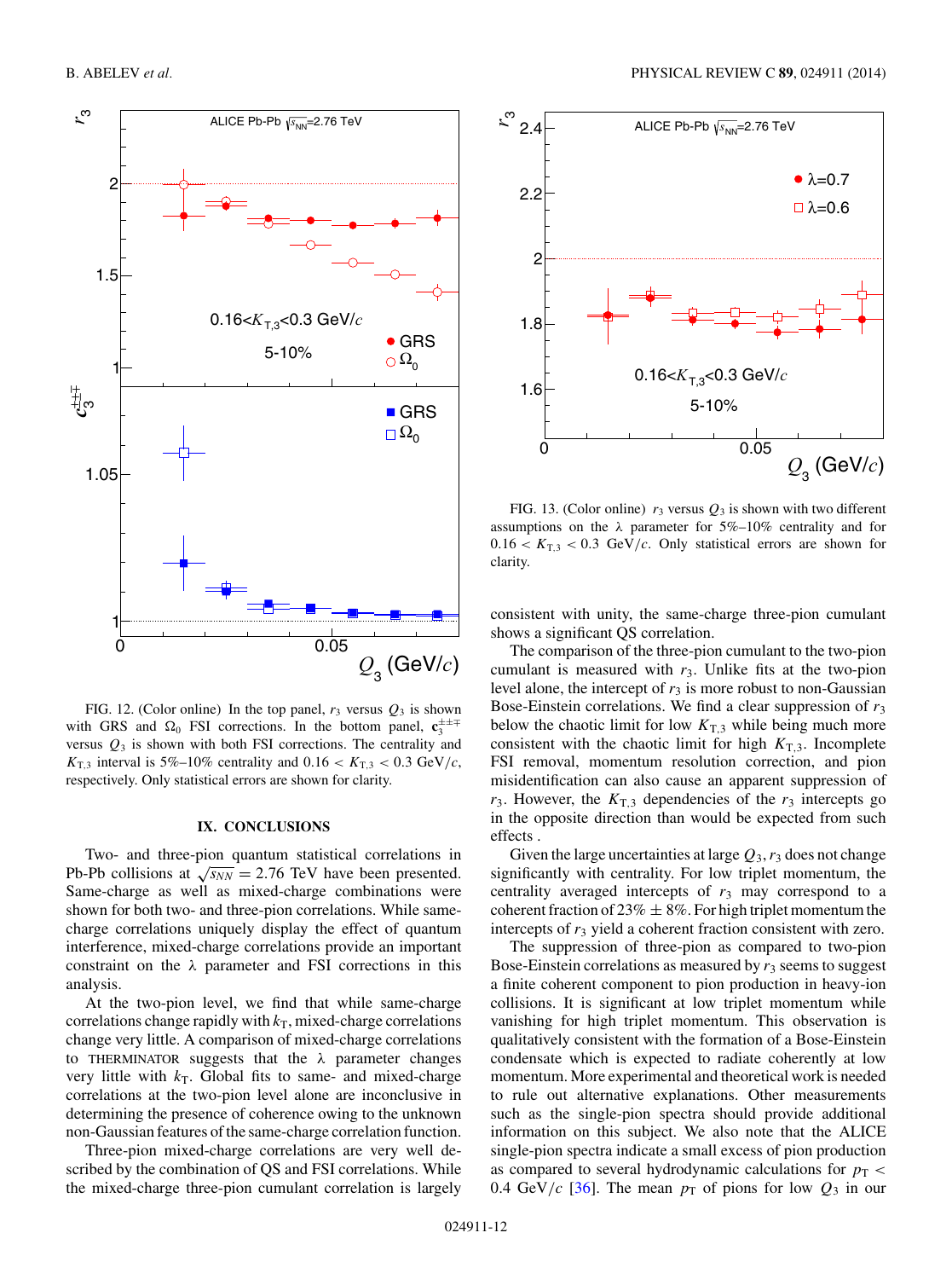FIG. 12. (Color online) In the top panel, $r_3$ versus $Q_3$ is shown with GRS and $\Omega_0$ FSI corrections. In the bottom panel, $\mathbf{c}_3^{\pm\pm\mp}$ versus $Q_3$ is shown with both FSI corrections. The centrality and $K_{T,3}$ interval is 5%–10% centrality and $0.16 < K_{T,3} < 0.3$ GeV/$c$, respectively. Only statistical errors are shown for clarity.

FIG. 13. (Color online) $r_3$ versus $Q_3$ is shown with two different assumptions on the $\lambda$ parameter for 5%–10% centrality and for $0.16 < K_{T,3} < 0.3$ GeV/$c$. Only statistical errors are shown for clarity.

## IX. CONCLUSIONS

Two- and three-pion quantum statistical correlations in Pb-Pb collisions at $\sqrt{s_{NN}} = 2.76$ TeV have been presented. Same-charge as well as mixed-charge combinations were shown for both two- and three-pion correlations. While same-charge correlations uniquely display the effect of quantum interference, mixed-charge correlations provide an important constraint on the $\lambda$ parameter and FSI corrections in this analysis.

At the two-pion level, we find that while same-charge correlations change rapidly with $k_T$, mixed-charge correlations change very little. A comparison of mixed-charge correlations to THERMINATOR suggests that the $\lambda$ parameter changes very little with $k_T$. Global fits to same- and mixed-charge correlations at the two-pion level alone are inconclusive in determining the presence of coherence owing to the unknown non-Gaussian features of the same-charge correlation function.

Three-pion mixed-charge correlations are very well described by the combination of QS and FSI correlations. While the mixed-charge three-pion cumulant correlation is largely consistent with unity, the same-charge three-pion cumulant shows a significant QS correlation.

The comparison of the three-pion cumulant to the two-pion cumulant is measured with $r_3$. Unlike fits at the two-pion level alone, the intercept of $r_3$ is more robust to non-Gaussian Bose-Einstein correlations. We find a clear suppression of $r_3$ below the chaotic limit for low $K_{T,3}$ while being much more consistent with the chaotic limit for high $K_{T,3}$. Incomplete FSI removal, momentum resolution correction, and pion misidentification can also cause an apparent suppression of $r_3$. However, the $K_{T,3}$ dependencies of the $r_3$ intercepts go in the opposite direction than would be expected from such effects .

Given the large uncertainties at large $Q_3$, $r_3$ does not change significantly with centrality. For low triplet momentum, the centrality averaged intercepts of $r_3$ may correspond to a coherent fraction of 23% $\pm$ 8%. For high triplet momentum the intercepts of $r_3$ yield a coherent fraction consistent with zero.

The suppression of three-pion as compared to two-pion Bose-Einstein correlations as measured by $r_3$ seems to suggest a finite coherent component to pion production in heavy-ion collisions. It is significant at low triplet momentum while vanishing for high triplet momentum. This observation is qualitatively consistent with the formation of a Bose-Einstein condensate which is expected to radiate coherently at low momentum. More experimental and theoretical work is needed to rule out alternative explanations. Other measurements such as the single-pion spectra should provide additional information on this subject. We also note that the ALICE single-pion spectra indicate a small excess of pion production as compared to several hydrodynamic calculations for $p_T < 0.4$ GeV/$c$ [36]. The mean $p_T$ of pions for low $Q_3$ in our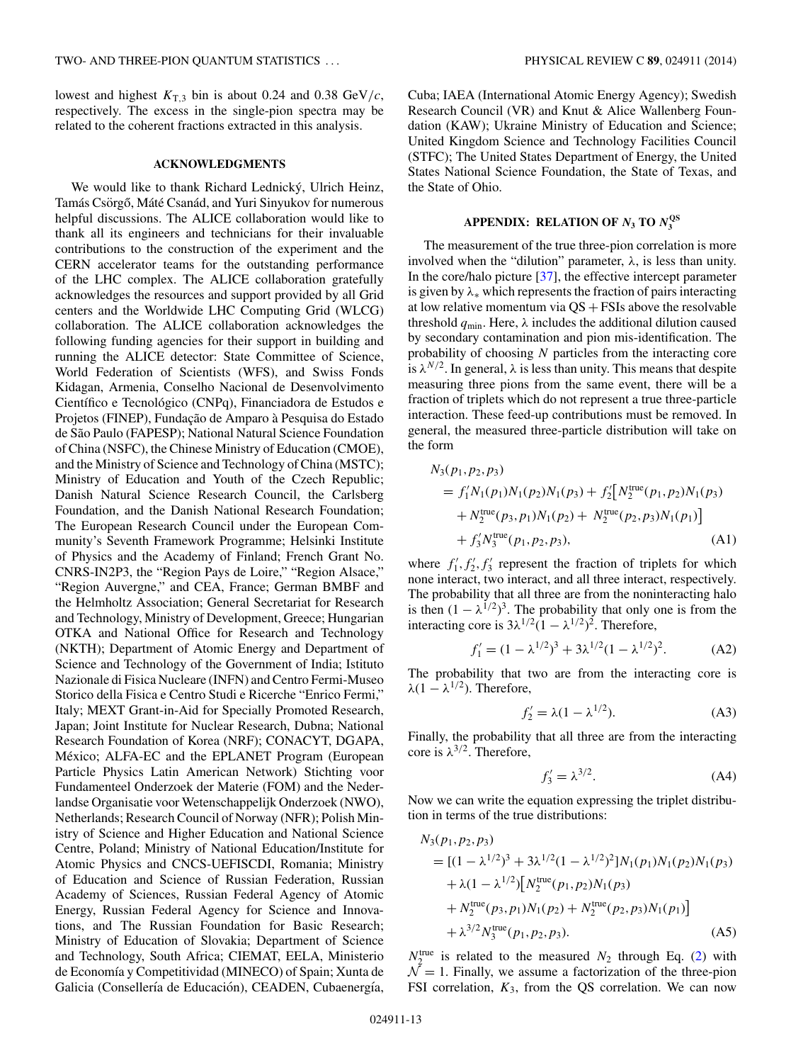lowest and highest $K_{T,3}$ bin is about 0.24 and 0.38 GeV/$c$, respectively. The excess in the single-pion spectra may be related to the coherent fractions extracted in this analysis.

## ACKNOWLEDGMENTS

We would like to thank Richard Lednický, Ulrich Heinz, Tamás Csörgő, Máté Csanád, and Yuri Sinyukov for numerous helpful discussions. The ALICE collaboration would like to thank all its engineers and technicians for their invaluable contributions to the construction of the experiment and the CERN accelerator teams for the outstanding performance of the LHC complex. The ALICE collaboration gratefully acknowledges the resources and support provided by all Grid centers and the Worldwide LHC Computing Grid (WLCG) collaboration. The ALICE collaboration acknowledges the following funding agencies for their support in building and running the ALICE detector: State Committee of Science, World Federation of Scientists (WFS), and Swiss Fonds Kidagan, Armenia, Conselho Nacional de Desenvolvimento Científico e Tecnológico (CNPq), Financiadora de Estudos e Projetos (FINEP), Fundação de Amparo à Pesquisa do Estado de São Paulo (FAPESP); National Natural Science Foundation of China (NSFC), the Chinese Ministry of Education (CMOE), and the Ministry of Science and Technology of China (MSTC); Ministry of Education and Youth of the Czech Republic; Danish Natural Science Research Council, the Carlsberg Foundation, and the Danish National Research Foundation; The European Research Council under the European Community's Seventh Framework Programme; Helsinki Institute of Physics and the Academy of Finland; French Grant No. CNRS-IN2P3, the "Region Pays de Loire," "Region Alsace," "Region Auvergne," and CEA, France; German BMBF and the Helmholtz Association; General Secretariat for Research and Technology, Ministry of Development, Greece; Hungarian OTKA and National Office for Research and Technology (NKTH); Department of Atomic Energy and Department of Science and Technology of the Government of India; Istituto Nazionale di Fisica Nucleare (INFN) and Centro Fermi-Museo Storico della Fisica e Centro Studi e Ricerche "Enrico Fermi," Italy; MEXT Grant-in-Aid for Specially Promoted Research, Japan; Joint Institute for Nuclear Research, Dubna; National Research Foundation of Korea (NRF); CONACYT, DGAPA, México; ALFA-EC and the EPLANET Program (European Particle Physics Latin American Network) Stichting voor Fundamenteel Onderzoek der Materie (FOM) and the Nederlandse Organisatie voor Wetenschappelijk Onderzoek (NWO), Netherlands; Research Council of Norway (NFR); Polish Ministry of Science and Higher Education and National Science Centre, Poland; Ministry of National Education/Institute for Atomic Physics and CNCS-UEFISCDI, Romania; Ministry of Education and Science of Russian Federation, Russian Academy of Sciences, Russian Federal Agency of Atomic Energy, Russian Federal Agency for Science and Innovations, and The Russian Foundation for Basic Research; Ministry of Education of Slovakia; Department of Science and Technology, South Africa; CIEMAT, EELA, Ministerio de Economía y Competitividad (MINECO) of Spain; Xunta de Galicia (Consellería de Educación), CEADEN, Cubaenergía, Cuba; IAEA (International Atomic Energy Agency); Swedish Research Council (VR) and Knut & Alice Wallenberg Foundation (KAW); Ukraine Ministry of Education and Science; United Kingdom Science and Technology Facilities Council (STFC); The United States Department of Energy, the United States National Science Foundation, the State of Texas, and the State of Ohio.

## APPENDIX: RELATION OF $N_3$ TO $N_3^{QS}$

The measurement of the true three-pion correlation is more involved when the "dilution" parameter, $\lambda$, is less than unity. In the core/halo picture [37], the effective intercept parameter is given by $\lambda_*$ which represents the fraction of pairs interacting at low relative momentum via QS + FSIs above the resolvable threshold $q_{\min}$. Here, $\lambda$ includes the additional dilution caused by secondary contamination and pion mis-identification. The probability of choosing $N$ particles from the interacting core is $\lambda^{N/2}$. In general, $\lambda$ is less than unity. This means that despite measuring three pions from the same event, there will be a fraction of triplets which do not represent a true three-particle interaction. These feed-up contributions must be removed. In general, the measured three-particle distribution will take on the form

$$
\begin{aligned}
N_3(p_1,p_2,p_3) &= f_1' N_1(p_1)N_1(p_2)N_1(p_3) + f_2'\big[N_2^{\rm true}(p_1,p_2)N_1(p_3) \\
&\quad + N_2^{\rm true}(p_3,p_1)N_1(p_2) + N_2^{\rm true}(p_2,p_3)N_1(p_1)\big] \\
&\quad + f_3' N_3^{\rm true}(p_1,p_2,p_3),
\end{aligned} \tag{A1}
$$

where $f_1', f_2', f_3'$ represent the fraction of triplets for which none interact, two interact, and all three interact, respectively. The probability that all three are from the noninteracting halo is then $(1-\lambda^{1/2})^3$. The probability that only one is from the interacting core is $3\lambda^{1/2}(1-\lambda^{1/2})^2$. Therefore,

$$
f_1' = (1-\lambda^{1/2})^3 + 3\lambda^{1/2}(1-\lambda^{1/2})^2. \tag{A2}
$$

The probability that two are from the interacting core is $\lambda(1-\lambda^{1/2})$. Therefore,

$$
f_2' = \lambda(1-\lambda^{1/2}). \tag{A3}
$$

Finally, the probability that all three are from the interacting core is $\lambda^{3/2}$. Therefore,

$$
f_3' = \lambda^{3/2}. \tag{A4}
$$

Now we can write the equation expressing the triplet distribution in terms of the true distributions:

$$
\begin{aligned}
N_3(p_1,p_2,p_3) &= [(1-\lambda^{1/2})^3 + 3\lambda^{1/2}(1-\lambda^{1/2})^2]N_1(p_1)N_1(p_2)N_1(p_3) \\
&\quad + \lambda(1-\lambda^{1/2})\big[N_2^{\rm true}(p_1,p_2)N_1(p_3) \\
&\quad + N_2^{\rm true}(p_3,p_1)N_1(p_2) + N_2^{\rm true}(p_2,p_3)N_1(p_1)\big] \\
&\quad + \lambda^{3/2} N_3^{\rm true}(p_1,p_2,p_3).
\end{aligned} \tag{A5}
$$

$N_2^{\rm true}$ is related to the measured $N_2$ through Eq. (2) with $\mathcal{N} = 1$. Finally, we assume a factorization of the three-pion FSI correlation, $K_3$, from the QS correlation. We can now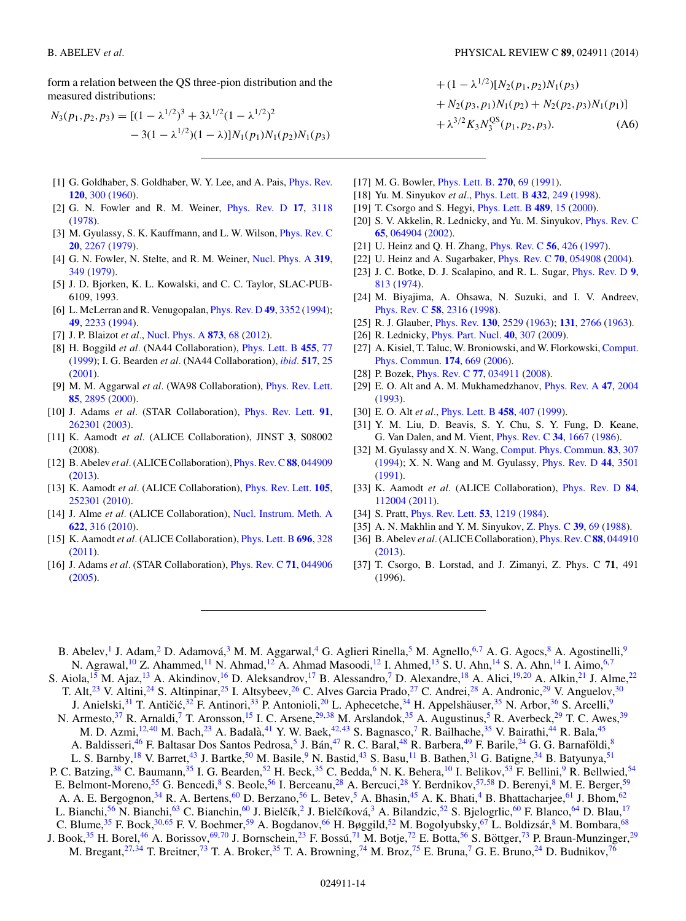form a relation between the QS three-pion distribution and the measured distributions:

$$
\begin{aligned}
N_3(p_1,p_2,p_3) = {} & [(1-\lambda^{1/2})^3 + 3\lambda^{1/2}(1-\lambda^{1/2})^2 \\
& - 3(1-\lambda^{1/2})(1-\lambda)]N_1(p_1)N_1(p_2)N_1(p_3) \\
& + (1-\lambda^{1/2})[N_2(p_1,p_2)N_1(p_3) \\
& + N_2(p_3,p_1)N_1(p_2) + N_2(p_2,p_3)N_1(p_1)] \\
& + \lambda^{3/2}K_3 N_3^{\mathrm{QS}}(p_1,p_2,p_3).
\end{aligned}
\tag{A6}
$$

---

[1] G. Goldhaber, S. Goldhaber, W. Y. Lee, and A. Pais, Phys. Rev. **120**, 300 (1960).
[2] G. N. Fowler and R. M. Weiner, Phys. Rev. D **17**, 3118 (1978).
[3] M. Gyulassy, S. K. Kauffmann, and L. W. Wilson, Phys. Rev. C **20**, 2267 (1979).
[4] G. N. Fowler, N. Stelte, and R. M. Weiner, Nucl. Phys. A **319**, 349 (1979).
[5] J. D. Bjorken, K. L. Kowalski, and C. C. Taylor, SLAC-PUB-6109, 1993.
[6] L. McLerran and R. Venugopalan, Phys. Rev. D **49**, 3352 (1994); **49**, 2233 (1994).
[7] J. P. Blaizot *et al.*, Nucl. Phys. A **873**, 68 (2012).
[8] H. Boggild *et al.* (NA44 Collaboration), Phys. Lett. B **455**, 77 (1999); I. G. Bearden *et al.* (NA44 Collaboration), *ibid.* **517**, 25 (2001).
[9] M. M. Aggarwal *et al.* (WA98 Collaboration), Phys. Rev. Lett. **85**, 2895 (2000).
[10] J. Adams *et al.* (STAR Collaboration), Phys. Rev. Lett. **91**, 262301 (2003).
[11] K. Aamodt *et al.* (ALICE Collaboration), JINST **3**, S08002 (2008).
[12] B. Abelev *et al.* (ALICE Collaboration), Phys. Rev. C **88**, 044909 (2013).
[13] K. Aamodt *et al.* (ALICE Collaboration), Phys. Rev. Lett. **105**, 252301 (2010).
[14] J. Alme *et al.* (ALICE Collaboration), Nucl. Instrum. Meth. A **622**, 316 (2010).
[15] K. Aamodt *et al.* (ALICE Collaboration), Phys. Lett. B **696**, 328 (2011).
[16] J. Adams *et al.* (STAR Collaboration), Phys. Rev. C **71**, 044906 (2005).
[17] M. G. Bowler, Phys. Lett. B. **270**, 69 (1991).
[18] Yu. M. Sinyukov *et al.*, Phys. Lett. B **432**, 249 (1998).
[19] T. Csorgo and S. Hegyi, Phys. Lett. B **489**, 15 (2000).
[20] S. V. Akkelin, R. Lednicky, and Yu. M. Sinyukov, Phys. Rev. C **65**, 064904 (2002).
[21] U. Heinz and Q. H. Zhang, Phys. Rev. C **56**, 426 (1997).
[22] U. Heinz and A. Sugarbaker, Phys. Rev. C **70**, 054908 (2004).
[23] J. C. Botke, D. J. Scalapino, and R. L. Sugar, Phys. Rev. D **9**, 813 (1974).
[24] M. Biyajima, A. Ohsawa, N. Suzuki, and I. V. Andreev, Phys. Rev. C **58**, 2316 (1998).
[25] R. J. Glauber, Phys. Rev. **130**, 2529 (1963); **131**, 2766 (1963).
[26] R. Lednicky, Phys. Part. Nucl. **40**, 307 (2009).
[27] A. Kisiel, T. Taluc, W. Broniowski, and W. Florkowski, Comput. Phys. Commun. **174**, 669 (2006).
[28] P. Bozek, Phys. Rev. C **77**, 034911 (2008).
[29] E. O. Alt and A. M. Mukhamedzhanov, Phys. Rev. A **47**, 2004 (1993).
[30] E. O. Alt *et al.*, Phys. Lett. B **458**, 407 (1999).
[31] Y. M. Liu, D. Beavis, S. Y. Chu, S. Y. Fung, D. Keane, G. Van Dalen, and M. Vient, Phys. Rev. C **34**, 1667 (1986).
[32] M. Gyulassy and X. N. Wang, Comput. Phys. Commun. **83**, 307 (1994); X. N. Wang and M. Gyulassy, Phys. Rev. D **44**, 3501 (1991).
[33] K. Aamodt *et al.* (ALICE Collaboration), Phys. Rev. D **84**, 112004 (2011).
[34] S. Pratt, Phys. Rev. Lett. **53**, 1219 (1984).
[35] A. N. Makhlin and Y. M. Sinyukov, Z. Phys. C **39**, 69 (1988).
[36] B. Abelev *et al.* (ALICE Collaboration), Phys. Rev. C **88**, 044910 (2013).
[37] T. Csorgo, B. Lorstad, and J. Zimanyi, Z. Phys. C **71**, 491 (1996).

---

B. Abelev,[1] J. Adam,[2] D. Adamová,[3] M. M. Aggarwal,[4] G. Aglieri Rinella,[5] M. Agnello,[6,7] A. G. Agocs,[8] A. Agostinelli,[9] N. Agrawal,[10] Z. Ahammed,[11] N. Ahmad,[12] A. Ahmad Masoodi,[12] I. Ahmed,[13] S. U. Ahn,[14] S. A. Ahn,[14] I. Aimo,[6,7] S. Aiola,[15] M. Ajaz,[13] A. Akindinov,[16] D. Aleksandrov,[17] B. Alessandro,[7] D. Alexandre,[18] A. Alici,[19,20] A. Alkin,[21] J. Alme,[22] T. Alt,[23] V. Altini,[24] S. Altinpinar,[25] I. Altsybeev,[26] C. Alves Garcia Prado,[27] C. Andrei,[28] A. Andronic,[29] V. Anguelov,[30] J. Anielski,[31] T. Antičić,[32] F. Antinori,[33] P. Antonioli,[20] L. Aphecetche,[34] H. Appelshäuser,[35] N. Arbor,[36] S. Arcelli,[9] N. Armesto,[37] R. Arnaldi,[7] T. Aronsson,[15] I. C. Arsene,[29,38] M. Arslandok,[35] A. Augustinus,[5] R. Averbeck,[29] T. C. Awes,[39] M. D. Azmi,[12,40] M. Bach,[23] A. Badalà,[41] Y. W. Baek,[42,43] S. Bagnasco,[7] R. Bailhache,[35] V. Bairathi,[44] R. Bala,[45] A. Baldisseri,[46] F. Baltasar Dos Santos Pedrosa,[5] J. Bán,[47] R. C. Baral,[48] R. Barbera,[49] F. Barile,[24] G. G. Barnaföldi,[8] L. S. Barnby,[18] V. Barret,[43] J. Bartke,[50] M. Basile,[9] N. Bastid,[43] S. Basu,[11] B. Bathen,[31] G. Batigne,[34] B. Batyunya,[51] P. C. Batzing,[38] C. Baumann,[35] I. G. Bearden,[52] H. Beck,[35] C. Bedda,[6] N. K. Behera,[10] I. Belikov,[53] F. Bellini,[9] R. Bellwied,[54] E. Belmont-Moreno,[55] G. Bencedi,[8] S. Beole,[56] I. Berceanu,[28] A. Bercuci,[28] Y. Berdnikov,[57,58] D. Berenyi,[8] M. E. Berger,[59] A. A. E. Bergognon,[34] R. A. Bertens,[60] D. Berzano,[56] L. Betev,[5] A. Bhasin,[45] A. K. Bhati,[4] B. Bhattacharjee,[61] J. Bhom,[62] L. Bianchi,[56] N. Bianchi,[63] C. Bianchin,[60] J. Bielčík,[2] J. Bielčíková,[3] A. Bilandzic,[52] S. Bjelogrlic,[60] F. Blanco,[64] D. Blau,[17] C. Blume,[35] F. Bock,[30,65] F. V. Boehmer,[59] A. Bogdanov,[66] H. Bøggild,[52] M. Bogolyubsky,[67] L. Boldizsár,[8] M. Bombara,[68] J. Book,[35] H. Borel,[46] A. Borissov,[69,70] J. Bornschein,[23] F. Bossú,[71] M. Botje,[72] E. Botta,[56] S. Böttger,[73] P. Braun-Munzinger,[29] M. Bregant,[27,34] T. Breitner,[73] T. A. Broker,[35] T. A. Browning,[74] M. Broz,[75] E. Bruna,[7] G. E. Bruno,[24] D. Budnikov,[76]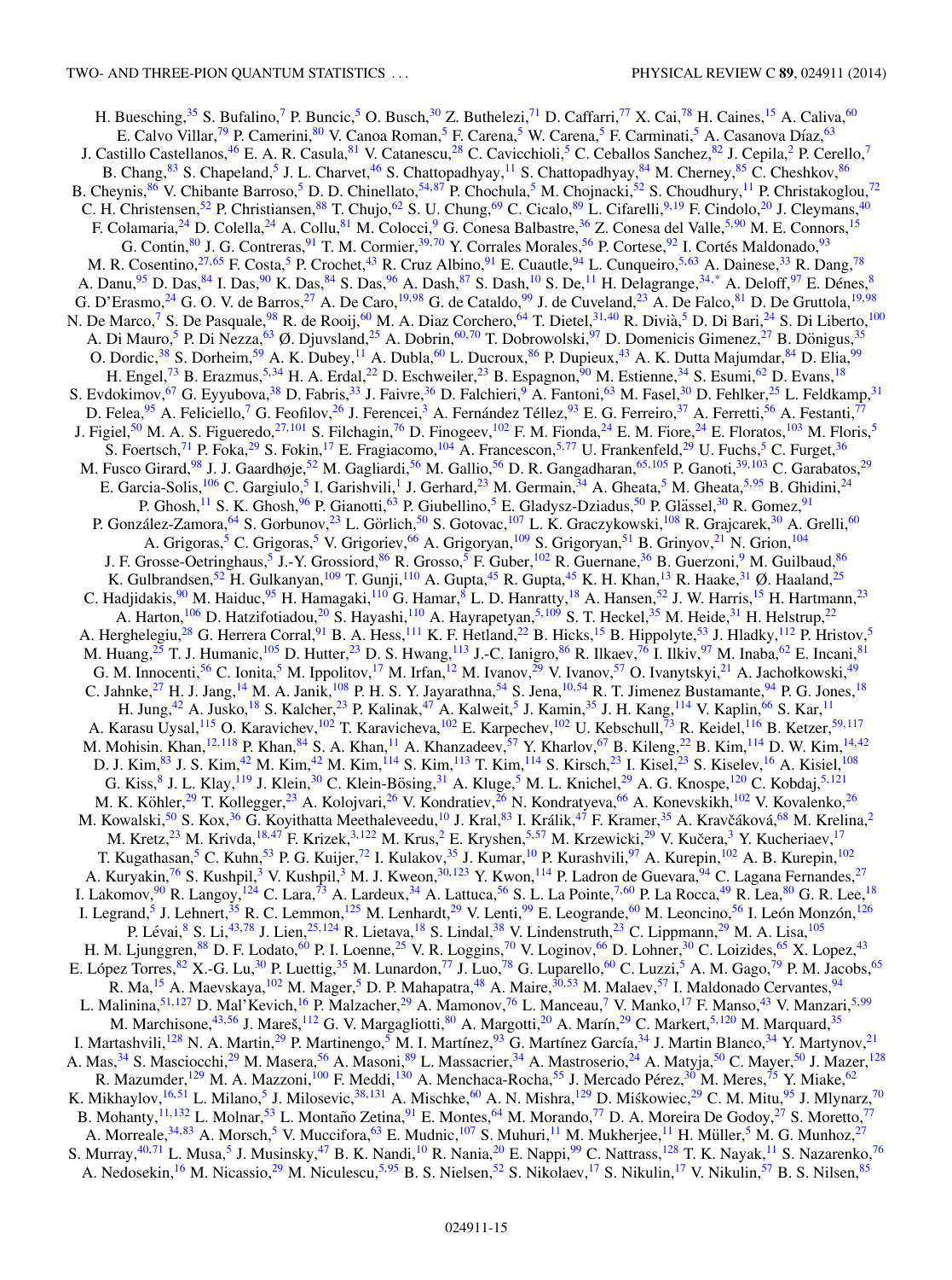H. Buesching,[35] S. Bufalino,[7] P. Buncic,[5] O. Busch,[30] Z. Buthelezi,[71] D. Caffarri,[77] X. Cai,[78] H. Caines,[15] A. Caliva,[60] E. Calvo Villar,[79] P. Camerini,[80] V. Canoa Roman,[5] F. Carena,[5] W. Carena,[5] F. Carminati,[5] A. Casanova Díaz,[63] J. Castillo Castellanos,[46] E. A. R. Casula,[81] V. Catanescu,[28] C. Cavicchioli,[5] C. Ceballos Sanchez,[82] J. Cepila,[2] P. Cerello,[7] B. Chang,[83] S. Chapeland,[5] J. L. Charvet,[46] S. Chattopadhyay,[11] S. Chattopadhyay,[84] M. Cherney,[85] C. Cheshkov,[86] B. Cheynis,[86] V. Chibante Barroso,[5] D. D. Chinellato,[54,87] P. Chochula,[5] M. Chojnacki,[52] S. Choudhury,[11] P. Christakoglou,[72] C. H. Christensen,[52] P. Christiansen,[88] T. Chujo,[62] S. U. Chung,[69] C. Cicalo,[89] L. Cifarelli,[9,19] F. Cindolo,[20] J. Cleymans,[40] F. Colamaria,[24] D. Colella,[24] A. Collu,[81] M. Colocci,[9] G. Conesa Balbastre,[36] Z. Conesa del Valle,[5,90] M. E. Connors,[15] G. Contin,[80] J. G. Contreras,[91] T. M. Cormier,[39,70] Y. Corrales Morales,[56] P. Cortese,[92] I. Cortés Maldonado,[93] M. R. Cosentino,[27,65] F. Costa,[5] P. Crochet,[43] R. Cruz Albino,[91] E. Cuautle,[94] L. Cunqueiro,[5,63] A. Dainese,[33] R. Dang,[78] A. Danu,[95] D. Das,[84] I. Das,[90] K. Das,[84] S. Das,[96] A. Dash,[87] S. Dash,[10] S. De,[11] H. Delagrange,[34,*] A. Deloff,[97] E. Dénes,[8] G. D'Erasmo,[24] G. O. V. de Barros,[27] A. De Caro,[19,98] G. de Cataldo,[99] J. de Cuveland,[23] A. De Falco,[81] D. De Gruttola,[19,98] N. De Marco,[7] S. De Pasquale,[98] R. de Rooij,[60] M. A. Diaz Corchero,[64] T. Dietel,[31,40] R. Divià,[5] D. Di Bari,[24] S. Di Liberto,[100] A. Di Mauro,[5] P. Di Nezza,[63] Ø. Djuvsland,[25] A. Dobrin,[60,70] T. Dobrowolski,[97] D. Domenicis Gimenez,[27] B. Dönigus,[35] O. Dordic,[38] S. Dorheim,[59] A. K. Dubey,[11] A. Dubla,[60] L. Ducroux,[86] P. Dupieux,[43] A. K. Dutta Majumdar,[84] D. Elia,[99] H. Engel,[73] B. Erazmus,[5,34] H. A. Erdal,[22] D. Eschweiler,[23] B. Espagnon,[90] M. Estienne,[34] S. Esumi,[62] D. Evans,[18] S. Evdokimov,[67] G. Eyyubova,[38] D. Fabris,[33] J. Faivre,[36] D. Falchieri,[9] A. Fantoni,[63] M. Fasel,[30] D. Fehlker,[25] L. Feldkamp,[31] D. Felea,[95] A. Feliciello,[7] G. Feofilov,[26] J. Ferencei,[3] A. Fernández Téllez,[93] E. G. Ferreiro,[37] A. Ferretti,[56] A. Festanti,[77] J. Figiel,[50] M. A. S. Figueredo,[27,101] S. Filchagin,[76] D. Finogeev,[102] F. M. Fionda,[24] E. M. Fiore,[24] E. Floratos,[103] M. Floris,[5] S. Foertsch,[71] P. Foka,[29] S. Fokin,[17] E. Fragiacomo,[104] A. Francescon,[5,77] U. Frankenfeld,[29] U. Fuchs,[5] C. Furget,[36] M. Fusco Girard,[98] J. J. Gaardhøje,[52] M. Gagliardi,[56] M. Gallio,[56] D. R. Gangadharan,[65,105] P. Ganoti,[39,103] C. Garabatos,[29] E. Garcia-Solis,[106] C. Gargiulo,[5] I. Garishvili,[1] J. Gerhard,[23] M. Germain,[34] A. Gheata,[5] M. Gheata,[5,95] B. Ghidini,[24] P. Ghosh,[11] S. K. Ghosh,[96] P. Gianotti,[63] P. Giubellino,[5] E. Gladysz-Dziadus,[50] P. Glässel,[30] R. Gomez,[91] P. González-Zamora,[64] S. Gorbunov,[23] L. Görlich,[50] S. Gotovac,[107] L. K. Graczykowski,[108] R. Grajcarek,[30] A. Grelli,[60] A. Grigoras,[5] C. Grigoras,[5] V. Grigoriev,[66] A. Grigoryan,[109] S. Grigoryan,[51] B. Grinyov,[21] N. Grion,[104] J. F. Grosse-Oetringhaus,[5] J.-Y. Grossiord,[86] R. Grosso,[5] F. Guber,[102] R. Guernane,[36] B. Guerzoni,[9] M. Guilbaud,[86] K. Gulbrandsen,[52] H. Gulkanyan,[109] T. Gunji,[110] A. Gupta,[45] R. Gupta,[45] K. H. Khan,[13] R. Haake,[31] Ø. Haaland,[25] C. Hadjidakis,[90] M. Haiduc,[95] H. Hamagaki,[110] G. Hamar,[8] L. D. Hanratty,[18] A. Hansen,[52] J. W. Harris,[15] H. Hartmann,[23] A. Harton,[106] D. Hatzifotiadou,[20] S. Hayashi,[110] A. Hayrapetyan,[5,109] S. T. Heckel,[35] M. Heide,[31] H. Helstrup,[22] A. Herghelegiu,[28] G. Herrera Corral,[91] B. A. Hess,[111] K. F. Hetland,[22] B. Hicks,[15] B. Hippolyte,[53] J. Hladky,[112] P. Hristov,[5] M. Huang,[25] T. J. Humanic,[105] D. Hutter,[23] D. S. Hwang,[113] J.-C. Ianigro,[86] R. Ilkaev,[76] I. Ilkiv,[97] M. Inaba,[62] E. Incani,[81] G. M. Innocenti,[56] C. Ionita,[5] M. Ippolitov,[17] M. Irfan,[12] M. Ivanov,[29] V. Ivanov,[57] O. Ivanytskyi,[21] A. Jachołkowski,[49] C. Jahnke,[27] H. J. Jang,[14] M. A. Janik,[108] P. H. S. Y. Jayarathna,[54] S. Jena,[10,54] R. T. Jimenez Bustamante,[94] P. G. Jones,[18] H. Jung,[42] A. Jusko,[18] S. Kalcher,[23] P. Kalinak,[47] A. Kalweit,[5] J. Kamin,[35] J. H. Kang,[114] V. Kaplin,[66] S. Kar,[11] A. Karasu Uysal,[115] O. Karavichev,[102] T. Karavicheva,[102] E. Karpechev,[102] U. Kebschull,[73] R. Keidel,[116] B. Ketzer,[59,117] M. Mohisin. Khan,[12,118] P. Khan,[84] S. A. Khan,[11] A. Khanzadeev,[57] Y. Kharlov,[67] B. Kileng,[22] B. Kim,[114] D. W. Kim,[14,42] D. J. Kim,[83] J. S. Kim,[42] M. Kim,[42] M. Kim,[114] S. Kim,[113] T. Kim,[114] S. Kirsch,[23] I. Kisel,[23] S. Kiselev,[16] A. Kisiel,[108] G. Kiss,[8] J. L. Klay,[119] J. Klein,[30] C. Klein-Bösing,[31] A. Kluge,[5] M. L. Knichel,[29] A. G. Knospe,[120] C. Kobdaj,[5,121] M. K. Köhler,[29] T. Kollegger,[23] A. Kolojvari,[26] V. Kondratiev,[26] N. Kondratyeva,[66] A. Konevskikh,[102] V. Kovalenko,[26] M. Kowalski,[50] S. Kox,[36] G. Koyithatta Meethaleveedu,[10] J. Kral,[83] I. Králik,[47] F. Kramer,[35] A. Kravčáková,[68] M. Krelina,[2] M. Kretz,[23] M. Krivda,[18,47] F. Krizek,[3,122] M. Krus,[2] E. Kryshen,[5,57] M. Krzewicki,[29] V. Kučera,[3] Y. Kucheriaev,[17] T. Kugathasan,[5] C. Kuhn,[53] P. G. Kuijer,[72] I. Kulakov,[35] J. Kumar,[10] P. Kurashvili,[97] A. Kurepin,[102] A. B. Kurepin,[102] A. Kuryakin,[76] S. Kushpil,[3] V. Kushpil,[3] M. J. Kweon,[30,123] Y. Kwon,[114] P. Ladron de Guevara,[94] C. Lagana Fernandes,[27] I. Lakomov,[90] R. Langoy,[124] C. Lara,[73] A. Lardeux,[34] A. Lattuca,[56] S. L. La Pointe,[7,60] P. La Rocca,[49] R. Lea,[80] G. R. Lee,[18] I. Legrand,[5] J. Lehnert,[35] R. C. Lemmon,[125] M. Lenhardt,[29] V. Lenti,[99] E. Leogrande,[60] M. Leoncino,[56] I. León Monzón,[126] P. Lévai,[8] S. Li,[43,78] J. Lien,[25,124] R. Lietava,[18] S. Lindal,[38] V. Lindenstruth,[23] C. Lippmann,[29] M. A. Lisa,[105] H. M. Ljunggren,[88] D. F. Lodato,[60] P. I. Loenne,[25] V. R. Loggins,[70] V. Loginov,[66] D. Lohner,[30] C. Loizides,[65] X. Lopez,[43] E. López Torres,[82] X.-G. Lu,[30] P. Luettig,[35] M. Lunardon,[77] J. Luo,[78] G. Luparello,[60] C. Luzzi,[5] A. M. Gago,[79] P. M. Jacobs,[65] R. Ma,[15] A. Maevskaya,[102] M. Mager,[5] D. P. Mahapatra,[48] A. Maire,[30,53] M. Malaev,[57] I. Maldonado Cervantes,[94] L. Malinina,[51,127] D. Mal'Kevich,[16] P. Malzacher,[29] A. Mamonov,[76] L. Manceau,[7] V. Manko,[17] F. Manso,[43] V. Manzari,[5,99] M. Marchisone,[43,56] J. Mareš,[112] G. V. Margagliotti,[80] A. Margotti,[20] A. Marín,[29] C. Markert,[5,120] M. Marquard,[35] I. Martashvili,[128] N. A. Martin,[29] P. Martinengo,[5] M. I. Martínez,[93] G. Martínez García,[34] J. Martin Blanco,[34] Y. Martynov,[21] A. Mas,[34] S. Masciocchi,[29] M. Masera,[56] A. Masoni,[89] L. Massacrier,[34] A. Mastroserio,[24] A. Matyja,[50] C. Mayer,[50] J. Mazer,[128] R. Mazumder,[129] M. A. Mazzoni,[100] F. Meddi,[130] A. Menchaca-Rocha,[55] J. Mercado Pérez,[30] M. Meres,[75] Y. Miake,[62] K. Mikhaylov,[16,51] L. Milano,[5] J. Milosevic,[38,131] A. Mischke,[60] A. N. Mishra,[129] D. Miśkowiec,[29] C. M. Mitu,[95] J. Mlynarz,[70] B. Mohanty,[11,132] L. Molnar,[53] L. Montaño Zetina,[91] E. Montes,[64] M. Morando,[77] D. A. Moreira De Godoy,[27] S. Moretto,[77] A. Morreale,[34,83] A. Morsch,[5] V. Muccifora,[63] E. Mudnic,[107] S. Muhuri,[11] M. Mukherjee,[11] H. Müller,[5] M. G. Munhoz,[27] S. Murray,[40,71] L. Musa,[5] J. Musinsky,[47] B. K. Nandi,[10] R. Nania,[20] E. Nappi,[99] C. Nattrass,[128] T. K. Nayak,[11] S. Nazarenko,[76] A. Nedosekin,[16] M. Nicassio,[29] M. Niculescu,[5,95] B. S. Nielsen,[52] S. Nikolaev,[17] S. Nikulin,[17] V. Nikulin,[57] B. S. Nilsen,[85]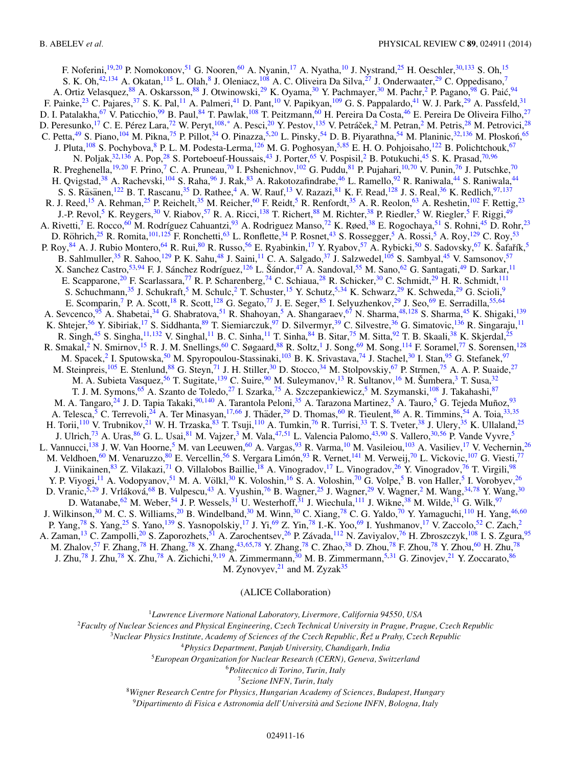F. Noferini,[19,20] P. Nomokonov,[51] G. Nooren,[60] A. Nyanin,[17] A. Nyatha,[10] J. Nystrand,[25] H. Oeschler,[30,133] S. Oh,[15] S. K. Oh,[42,134] A. Okatan,[115] L. Olah,[8] J. Oleniacz,[108] A. C. Oliveira Da Silva,[27] J. Onderwaater,[29] C. Oppedisano,[7] A. Ortiz Velasquez,[88] A. Oskarsson,[88] J. Otwinowski,[29] K. Oyama,[30] Y. Pachmayer,[30] M. Pachr,[2] P. Pagano,[98] G. Paić,[94] F. Painke,[23] C. Pajares,[37] S. K. Pal,[11] A. Palmeri,[41] D. Pant,[10] V. Papikyan,[109] G. S. Pappalardo,[41] W. J. Park,[29] A. Passfeld,[31] D. I. Patalakha,[67] V. Paticchio,[99] B. Paul,[84] T. Pawlak,[108] T. Peitzmann,[60] H. Pereira Da Costa,[46] E. Pereira De Oliveira Filho,[27] D. Peresunko,[17] C. E. Pérez Lara,[72] W. Peryt,[108,*] A. Pesci,[20] Y. Pestov,[135] V. Petráček,[2] M. Petran,[2] M. Petris,[28] M. Petrovici,[28] C. Petta,[49] S. Piano,[104] M. Pikna,[75] P. Pillot,[34] O. Pinazza,[5,20] L. Pinsky,[54] D. B. Piyarathna,[54] M. Planinic,[32,136] M. Płoskoń,[65] J. Pluta,[108] S. Pochybova,[8] P. L. M. Podesta-Lerma,[126] M. G. Poghosyan,[5,85] E. H. O. Pohjoisaho,[122] B. Polichtchouk,[67] N. Poljak,[32,136] A. Pop,[28] S. Porteboeuf-Houssais,[43] J. Porter,[65] V. Pospisil,[2] B. Potukuchi,[45] S. K. Prasad,[70,96] R. Preghenella,[19,20] F. Prino,[7] C. A. Pruneau,[70] I. Pshenichnov,[102] G. Puddu,[81] P. Pujahari,[10,70] V. Punin,[76] J. Putschke,[70] H. Qvigstad,[38] A. Rachevski,[104] S. Raha,[96] J. Rak,[83] A. Rakotozafindrabe,[46] L. Ramello,[92] R. Raniwala,[44] S. Raniwala,[44] S. S. Räsänen,[122] B. T. Rascanu,[35] D. Rathee,[4] A. W. Rauf,[13] V. Razazi,[81] K. F. Read,[128] J. S. Real,[36] K. Redlich,[97,137] R. J. Reed,[15] A. Rehman,[25] P. Reichelt,[35] M. Reicher,[60] F. Reidt,[5] R. Renfordt,[35] A. R. Reolon,[63] A. Reshetin,[102] F. Rettig,[23] J.-P. Revol,[5] K. Reygers,[30] V. Riabov,[57] R. A. Ricci,[138] T. Richert,[88] M. Richter,[38] P. Riedler,[5] W. Riegler,[5] F. Riggi,[49] A. Rivetti,[7] E. Rocco,[60] M. Rodríguez Cahuantzi,[93] A. Rodriguez Manso,[72] K. Røed,[38] E. Rogochaya,[51] S. Rohni,[45] D. Rohr,[23] D. Röhrich,[25] R. Romita,[101,125] F. Ronchetti,[63] L. Ronflette,[34] P. Rosnet,[43] S. Rossegger,[5] A. Rossi,[5] A. Roy,[129] C. Roy,[53] P. Roy,[84] A. J. Rubio Montero,[64] R. Rui,[80] R. Russo,[56] E. Ryabinkin,[17] Y. Ryabov,[57] A. Rybicki,[50] S. Sadovsky,[67] K. Šafařík,[5] B. Sahlmuller,[35] R. Sahoo,[129] P. K. Sahu,[48] J. Saini,[11] C. A. Salgado,[37] J. Salzwedel,[105] S. Sambyal,[45] V. Samsonov,[57] X. Sanchez Castro,[53,94] F. J. Sánchez Rodríguez,[126] L. Šándor,[47] A. Sandoval,[55] M. Sano,[62] G. Santagati,[49] D. Sarkar,[11] E. Scapparone,[20] F. Scarlassara,[77] R. P. Scharenberg,[74] C. Schiaua,[28] R. Schicker,[30] C. Schmidt,[29] H. R. Schmidt,[111] S. Schuchmann,[35] J. Schukraft,[5] M. Schulc,[2] T. Schuster,[15] Y. Schutz,[5,34] K. Schwarz,[29] K. Schweda,[29] G. Scioli,[9] E. Scomparin,[7] P. A. Scott,[18] R. Scott,[128] G. Segato,[77] J. E. Seger,[85] I. Selyuzhenkov,[29] J. Seo,[69] E. Serradilla,[55,64] A. Sevcenco,[95] A. Shabetai,[34] G. Shabratova,[51] R. Shahoyan,[5] A. Shangaraev,[67] N. Sharma,[48,128] S. Sharma,[45] K. Shigaki,[139] K. Shtejer,[56] Y. Sibiriak,[17] S. Siddhanta,[89] T. Siemiarczuk,[97] D. Silvermyr,[39] C. Silvestre,[36] G. Simatovic,[136] R. Singaraju,[11] R. Singh,[45] S. Singha,[11,132] V. Singhal,[11] B. C. Sinha,[11] T. Sinha,[84] B. Sitar,[75] M. Sitta,[92] T. B. Skaali,[38] K. Skjerdal,[25] R. Smakal,[2] N. Smirnov,[15] R. J. M. Snellings,[60] C. Søgaard,[88] R. Soltz,[1] J. Song,[69] M. Song,[114] F. Soramel,[77] S. Sorensen,[128] M. Spacek,[2] I. Sputowska,[50] M. Spyropoulou-Stassinaki,[103] B. K. Srivastava,[74] J. Stachel,[30] I. Stan,[95] G. Stefanek,[97] M. Steinpreis,[105] E. Stenlund,[88] G. Steyn,[71] J. H. Stiller,[30] D. Stocco,[34] M. Stolpovskiy,[67] P. Strmen,[75] A. A. P. Suaide,[27] M. A. Subieta Vasquez,[56] T. Sugitate,[139] C. Suire,[90] M. Suleymanov,[13] R. Sultanov,[16] M. Šumbera,[3] T. Susa,[32] T. J. M. Symons,[65] A. Szanto de Toledo,[27] I. Szarka,[75] A. Szczepankiewicz,[5] M. Szymanski,[108] J. Takahashi,[87] M. A. Tangaro,[24] J. D. Tapia Takaki,[90,140] A. Tarantola Peloni,[35] A. Tarazona Martinez,[5] A. Tauro,[5] G. Tejeda Muñoz,[93] A. Telesca,[5] C. Terrevoli,[24] A. Ter Minasyan,[17,66] J. Thäder,[29] D. Thomas,[60] R. Tieulent,[86] A. R. Timmins,[54] A. Toia,[33,35] H. Torii,[110] V. Trubnikov,[21] W. H. Trzaska,[83] T. Tsuji,[110] A. Tumkin,[76] R. Turrisi,[33] T. S. Tveter,[38] J. Ulery,[35] K. Ullaland,[25] J. Ulrich,[73] A. Uras,[86] G. L. Usai,[81] M. Vajzer,[3] M. Vala,[47,51] L. Valencia Palomo,[43,90] S. Vallero,[30,56] P. Vande Vyvre,[5] L. Vannucci,[138] J. W. Van Hoorne,[5] M. van Leeuwen,[60] A. Vargas,[93] R. Varma,[10] M. Vasileiou,[103] A. Vasiliev,[17] V. Vechernin,[26] M. Veldhoen,[60] M. Venaruzzo,[80] E. Vercellin,[56] S. Vergara Limón,[93] R. Vernet,[141] M. Verweij,[70] L. Vickovic,[107] G. Viesti,[77] J. Viinikainen,[83] Z. Vilakazi,[71] O. Villalobos Baillie,[18] A. Vinogradov,[17] L. Vinogradov,[26] Y. Vinogradov,[76] T. Virgili,[98] Y. P. Viyogi,[11] A. Vodopyanov,[51] M. A. Völkl,[30] K. Voloshin,[16] S. A. Voloshin,[70] G. Volpe,[5] B. von Haller,[5] I. Vorobyev,[26] D. Vranic,[5,29] J. Vrláková,[68] B. Vulpescu,[43] A. Vyushin,[76] B. Wagner,[25] J. Wagner,[29] V. Wagner,[2] M. Wang,[34,78] Y. Wang,[30] D. Watanabe,[62] M. Weber,[54] J. P. Wessels,[31] U. Westerhoff,[31] J. Wiechula,[111] J. Wikne,[38] M. Wilde,[31] G. Wilk,[97] J. Wilkinson,[30] M. C. S. Williams,[20] B. Windelband,[30] M. Winn,[30] C. Xiang,[78] C. G. Yaldo,[70] Y. Yamaguchi,[110] H. Yang,[46,60] P. Yang,[78] S. Yang,[25] S. Yano,[139] S. Yasnopolskiy,[17] J. Yi,[69] Z. Yin,[78] I.-K. Yoo,[69] I. Yushmanov,[17] V. Zaccolo,[52] C. Zach,[2] A. Zaman,[13] C. Zampolli,[20] S. Zaporozhets,[51] A. Zarochentsev,[26] P. Závada,[112] N. Zaviyalov,[76] H. Zbroszczyk,[108] I. S. Zgura,[95] M. Zhalov,[57] F. Zhang,[78] H. Zhang,[78] X. Zhang,[43,65,78] Y. Zhang,[78] C. Zhao,[38] D. Zhou,[78] F. Zhou,[78] Y. Zhou,[60] H. Zhu,[78] J. Zhu,[78] J. Zhu,[78] X. Zhu,[78] A. Zichichi,[9,19] A. Zimmermann,[30] M. B. Zimmermann,[5,31] G. Zinovjev,[21] Y. Zoccarato,[86] M. Zynovyev,[21] and M. Zyzak[35]

(ALICE Collaboration)

[1] *Lawrence Livermore National Laboratory, Livermore, California 94550, USA*
[2] *Faculty of Nuclear Sciences and Physical Engineering, Czech Technical University in Prague, Prague, Czech Republic*
[3] *Nuclear Physics Institute, Academy of Sciences of the Czech Republic, Řež u Prahy, Czech Republic*
[4] *Physics Department, Panjab University, Chandigarh, India*
[5] *European Organization for Nuclear Research (CERN), Geneva, Switzerland*
[6] *Politecnico di Torino, Turin, Italy*
[7] *Sezione INFN, Turin, Italy*
[8] *Wigner Research Centre for Physics, Hungarian Academy of Sciences, Budapest, Hungary*
[9] *Dipartimento di Fisica e Astronomia dell'Università and Sezione INFN, Bologna, Italy*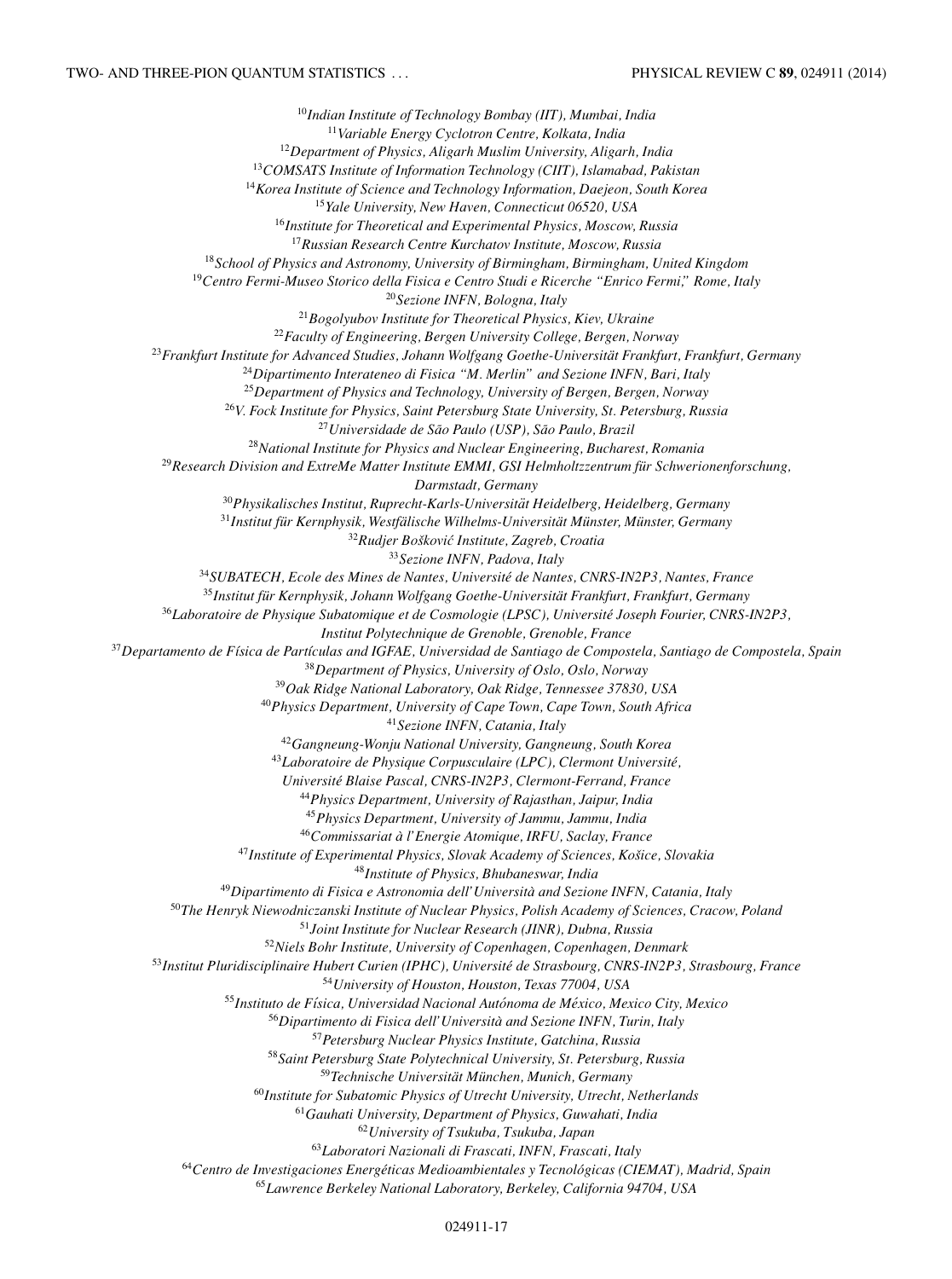[10] Indian Institute of Technology Bombay (IIT), Mumbai, India

[11] Variable Energy Cyclotron Centre, Kolkata, India

[12] Department of Physics, Aligarh Muslim University, Aligarh, India

[13] COMSATS Institute of Information Technology (CIIT), Islamabad, Pakistan

[14] Korea Institute of Science and Technology Information, Daejeon, South Korea

[15] Yale University, New Haven, Connecticut 06520, USA

[16] Institute for Theoretical and Experimental Physics, Moscow, Russia

[17] Russian Research Centre Kurchatov Institute, Moscow, Russia

[18] School of Physics and Astronomy, University of Birmingham, Birmingham, United Kingdom

[19] Centro Fermi-Museo Storico della Fisica e Centro Studi e Ricerche "Enrico Fermi," Rome, Italy

[20] Sezione INFN, Bologna, Italy

[21] Bogolyubov Institute for Theoretical Physics, Kiev, Ukraine

[22] Faculty of Engineering, Bergen University College, Bergen, Norway

[23] Frankfurt Institute for Advanced Studies, Johann Wolfgang Goethe-Universität Frankfurt, Frankfurt, Germany

[24] Dipartimento Interateneo di Fisica "M. Merlin" and Sezione INFN, Bari, Italy

[25] Department of Physics and Technology, University of Bergen, Bergen, Norway

[26] V. Fock Institute for Physics, Saint Petersburg State University, St. Petersburg, Russia

[27] Universidade de São Paulo (USP), São Paulo, Brazil

[28] National Institute for Physics and Nuclear Engineering, Bucharest, Romania

[29] Research Division and ExtreMe Matter Institute EMMI, GSI Helmholtzzentrum für Schwerionenforschung, Darmstadt, Germany

[30] Physikalisches Institut, Ruprecht-Karls-Universität Heidelberg, Heidelberg, Germany

[31] Institut für Kernphysik, Westfälische Wilhelms-Universität Münster, Münster, Germany

[32] Rudjer Bošković Institute, Zagreb, Croatia

[33] Sezione INFN, Padova, Italy

[34] SUBATECH, Ecole des Mines de Nantes, Université de Nantes, CNRS-IN2P3, Nantes, France

[35] Institut für Kernphysik, Johann Wolfgang Goethe-Universität Frankfurt, Frankfurt, Germany

[36] Laboratoire de Physique Subatomique et de Cosmologie (LPSC), Université Joseph Fourier, CNRS-IN2P3, Institut Polytechnique de Grenoble, Grenoble, France

[37] Departamento de Física de Partículas and IGFAE, Universidad de Santiago de Compostela, Santiago de Compostela, Spain

[38] Department of Physics, University of Oslo, Oslo, Norway

[39] Oak Ridge National Laboratory, Oak Ridge, Tennessee 37830, USA

[40] Physics Department, University of Cape Town, Cape Town, South Africa

[41] Sezione INFN, Catania, Italy

[42] Gangneung-Wonju National University, Gangneung, South Korea

[43] Laboratoire de Physique Corpusculaire (LPC), Clermont Université, Université Blaise Pascal, CNRS-IN2P3, Clermont-Ferrand, France

[44] Physics Department, University of Rajasthan, Jaipur, India

[45] Physics Department, University of Jammu, Jammu, India

[46] Commissariat à l'Energie Atomique, IRFU, Saclay, France

[47] Institute of Experimental Physics, Slovak Academy of Sciences, Košice, Slovakia

[48] Institute of Physics, Bhubaneswar, India

[49] Dipartimento di Fisica e Astronomia dell'Università and Sezione INFN, Catania, Italy

[50] The Henryk Niewodniczanski Institute of Nuclear Physics, Polish Academy of Sciences, Cracow, Poland

[51] Joint Institute for Nuclear Research (JINR), Dubna, Russia

[52] Niels Bohr Institute, University of Copenhagen, Copenhagen, Denmark

[53] Institut Pluridisciplinaire Hubert Curien (IPHC), Université de Strasbourg, CNRS-IN2P3, Strasbourg, France

[54] University of Houston, Houston, Texas 77004, USA

[55] Instituto de Física, Universidad Nacional Autónoma de México, Mexico City, Mexico

[56] Dipartimento di Fisica dell'Università and Sezione INFN, Turin, Italy

[57] Petersburg Nuclear Physics Institute, Gatchina, Russia

[58] Saint Petersburg State Polytechnical University, St. Petersburg, Russia

[59] Technische Universität München, Munich, Germany

[60] Institute for Subatomic Physics of Utrecht University, Utrecht, Netherlands

[61] Gauhati University, Department of Physics, Guwahati, India

[62] University of Tsukuba, Tsukuba, Japan

[63] Laboratori Nazionali di Frascati, INFN, Frascati, Italy

[64] Centro de Investigaciones Energéticas Medioambientales y Tecnológicas (CIEMAT), Madrid, Spain

[65] Lawrence Berkeley National Laboratory, Berkeley, California 94704, USA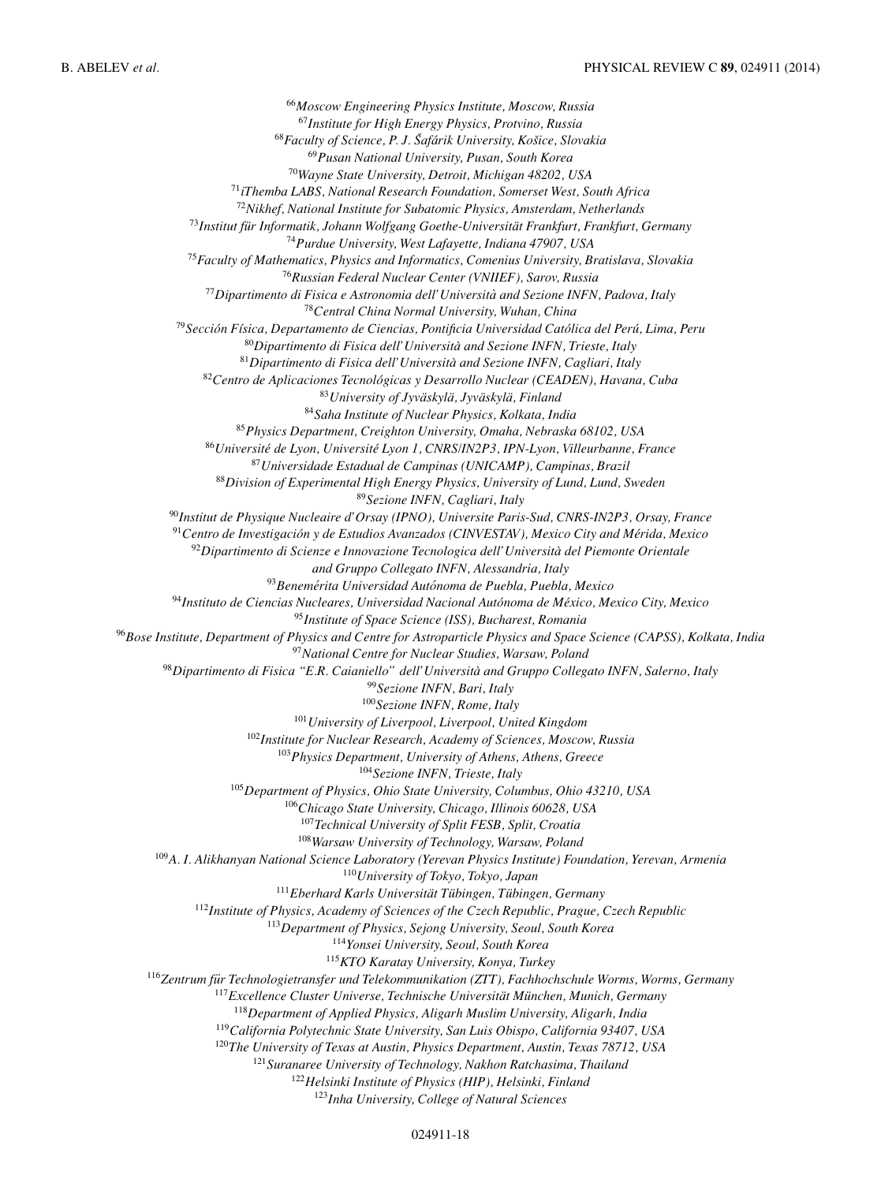[66]Moscow Engineering Physics Institute, Moscow, Russia
[67]Institute for High Energy Physics, Protvino, Russia
[68]Faculty of Science, P. J. Šafárik University, Košice, Slovakia
[69]Pusan National University, Pusan, South Korea
[70]Wayne State University, Detroit, Michigan 48202, USA
[71]iThemba LABS, National Research Foundation, Somerset West, South Africa
[72]Nikhef, National Institute for Subatomic Physics, Amsterdam, Netherlands
[73]Institut für Informatik, Johann Wolfgang Goethe-Universität Frankfurt, Frankfurt, Germany
[74]Purdue University, West Lafayette, Indiana 47907, USA
[75]Faculty of Mathematics, Physics and Informatics, Comenius University, Bratislava, Slovakia
[76]Russian Federal Nuclear Center (VNIIEF), Sarov, Russia
[77]Dipartimento di Fisica e Astronomia dell'Università and Sezione INFN, Padova, Italy
[78]Central China Normal University, Wuhan, China
[79]Sección Física, Departamento de Ciencias, Pontificia Universidad Católica del Perú, Lima, Peru
[80]Dipartimento di Fisica dell'Università and Sezione INFN, Trieste, Italy
[81]Dipartimento di Fisica dell'Università and Sezione INFN, Cagliari, Italy
[82]Centro de Aplicaciones Tecnológicas y Desarrollo Nuclear (CEADEN), Havana, Cuba
[83]University of Jyväskylä, Jyväskylä, Finland
[84]Saha Institute of Nuclear Physics, Kolkata, India
[85]Physics Department, Creighton University, Omaha, Nebraska 68102, USA
[86]Université de Lyon, Université Lyon 1, CNRS/IN2P3, IPN-Lyon, Villeurbanne, France
[87]Universidade Estadual de Campinas (UNICAMP), Campinas, Brazil
[88]Division of Experimental High Energy Physics, University of Lund, Lund, Sweden
[89]Sezione INFN, Cagliari, Italy
[90]Institut de Physique Nucleaire d'Orsay (IPNO), Universite Paris-Sud, CNRS-IN2P3, Orsay, France
[91]Centro de Investigación y de Estudios Avanzados (CINVESTAV), Mexico City and Mérida, Mexico
[92]Dipartimento di Scienze e Innovazione Tecnologica dell'Università del Piemonte Orientale and Gruppo Collegato INFN, Alessandria, Italy
[93]Benemérita Universidad Autónoma de Puebla, Puebla, Mexico
[94]Instituto de Ciencias Nucleares, Universidad Nacional Autónoma de México, Mexico City, Mexico
[95]Institute of Space Science (ISS), Bucharest, Romania
[96]Bose Institute, Department of Physics and Centre for Astroparticle Physics and Space Science (CAPSS), Kolkata, India
[97]National Centre for Nuclear Studies, Warsaw, Poland
[98]Dipartimento di Fisica "E.R. Caianiello" dell'Università and Gruppo Collegato INFN, Salerno, Italy
[99]Sezione INFN, Bari, Italy
[100]Sezione INFN, Rome, Italy
[101]University of Liverpool, Liverpool, United Kingdom
[102]Institute for Nuclear Research, Academy of Sciences, Moscow, Russia
[103]Physics Department, University of Athens, Athens, Greece
[104]Sezione INFN, Trieste, Italy
[105]Department of Physics, Ohio State University, Columbus, Ohio 43210, USA
[106]Chicago State University, Chicago, Illinois 60628, USA
[107]Technical University of Split FESB, Split, Croatia
[108]Warsaw University of Technology, Warsaw, Poland
[109]A. I. Alikhanyan National Science Laboratory (Yerevan Physics Institute) Foundation, Yerevan, Armenia
[110]University of Tokyo, Tokyo, Japan
[111]Eberhard Karls Universität Tübingen, Tübingen, Germany
[112]Institute of Physics, Academy of Sciences of the Czech Republic, Prague, Czech Republic
[113]Department of Physics, Sejong University, Seoul, South Korea
[114]Yonsei University, Seoul, South Korea
[115]KTO Karatay University, Konya, Turkey
[116]Zentrum für Technologietransfer und Telekommunikation (ZTT), Fachhochschule Worms, Worms, Germany
[117]Excellence Cluster Universe, Technische Universität München, Munich, Germany
[118]Department of Applied Physics, Aligarh Muslim University, Aligarh, India
[119]California Polytechnic State University, San Luis Obispo, California 93407, USA
[120]The University of Texas at Austin, Physics Department, Austin, Texas 78712, USA
[121]Suranaree University of Technology, Nakhon Ratchasima, Thailand
[122]Helsinki Institute of Physics (HIP), Helsinki, Finland
[123]Inha University, College of Natural Sciences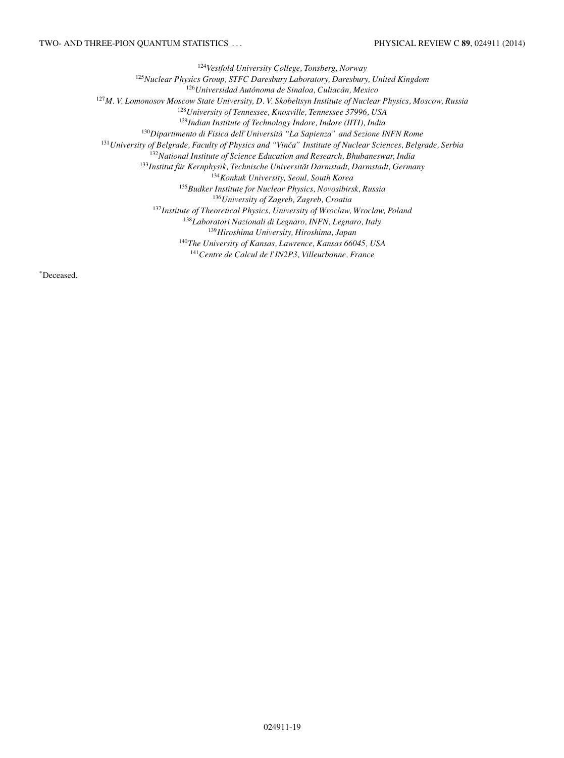[124]*Vestfold University College, Tonsberg, Norway*
[125]*Nuclear Physics Group, STFC Daresbury Laboratory, Daresbury, United Kingdom*
[126]*Universidad Autónoma de Sinaloa, Culiacán, Mexico*
[127]*M. V. Lomonosov Moscow State University, D. V. Skobeltsyn Institute of Nuclear Physics, Moscow, Russia*
[128]*University of Tennessee, Knoxville, Tennessee 37996, USA*
[129]*Indian Institute of Technology Indore, Indore (IITI), India*
[130]*Dipartimento di Fisica dell'Università "La Sapienza" and Sezione INFN Rome*
[131]*University of Belgrade, Faculty of Physics and "Vinča" Institute of Nuclear Sciences, Belgrade, Serbia*
[132]*National Institute of Science Education and Research, Bhubaneswar, India*
[133]*Institut für Kernphysik, Technische Universität Darmstadt, Darmstadt, Germany*
[134]*Konkuk University, Seoul, South Korea*
[135]*Budker Institute for Nuclear Physics, Novosibirsk, Russia*
[136]*University of Zagreb, Zagreb, Croatia*
[137]*Institute of Theoretical Physics, University of Wroclaw, Wroclaw, Poland*
[138]*Laboratori Nazionali di Legnaro, INFN, Legnaro, Italy*
[139]*Hiroshima University, Hiroshima, Japan*
[140]*The University of Kansas, Lawrence, Kansas 66045, USA*
[141]*Centre de Calcul de l'IN2P3, Villeurbanne, France*

[*]Deceased.